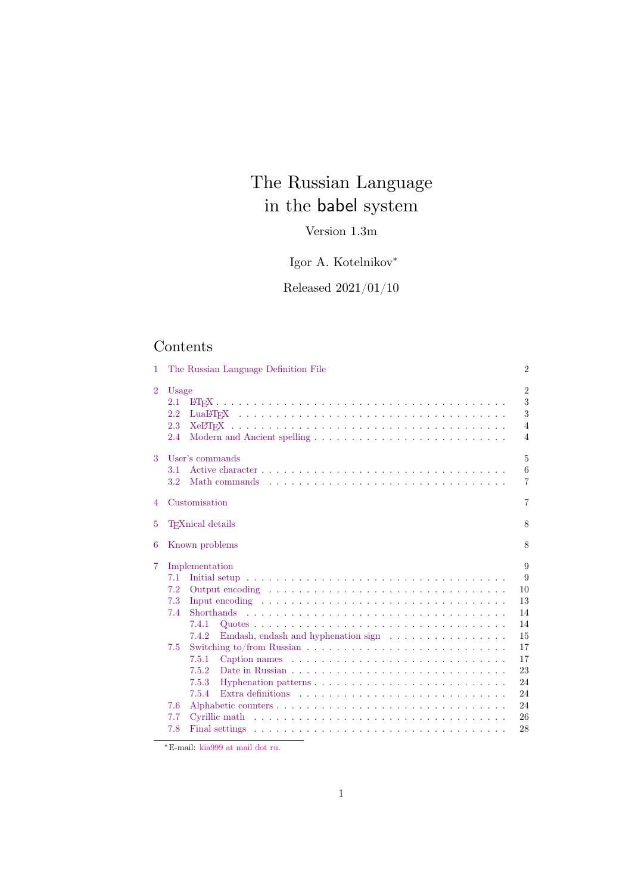# The Russian Language in the babel system

Version 1.3m

Igor A. Kotelnikov[*]

Released 2021/01/10

## Contents

1 The Russian Language Definition File — 2

2 Usage — 2
- 2.1 LaTeX — 3
- 2.2 LuaLaTeX — 3
- 2.3 XeLaTeX — 4
- 2.4 Modern and Ancient spelling — 4

3 User's commands — 5
- 3.1 Active character — 6
- 3.2 Math commands — 7

4 Customisation — 7

5 TeXnical details — 8

6 Known problems — 8

7 Implementation — 9
- 7.1 Initial setup — 9
- 7.2 Output encoding — 10
- 7.3 Input encoding — 13
- 7.4 Shorthands — 14
  - 7.4.1 Quotes — 14
  - 7.4.2 Emdash, endash and hyphenation sign — 15
- 7.5 Switching to/from Russian — 17
  - 7.5.1 Caption names — 17
  - 7.5.2 Date in Russian — 23
  - 7.5.3 Hyphenation patterns — 24
  - 7.5.4 Extra definitions — 24
- 7.6 Alphabetic counters — 24
- 7.7 Cyrillic math — 26
- 7.8 Final settings — 28

[*] E-mail: kia999 at mail dot ru.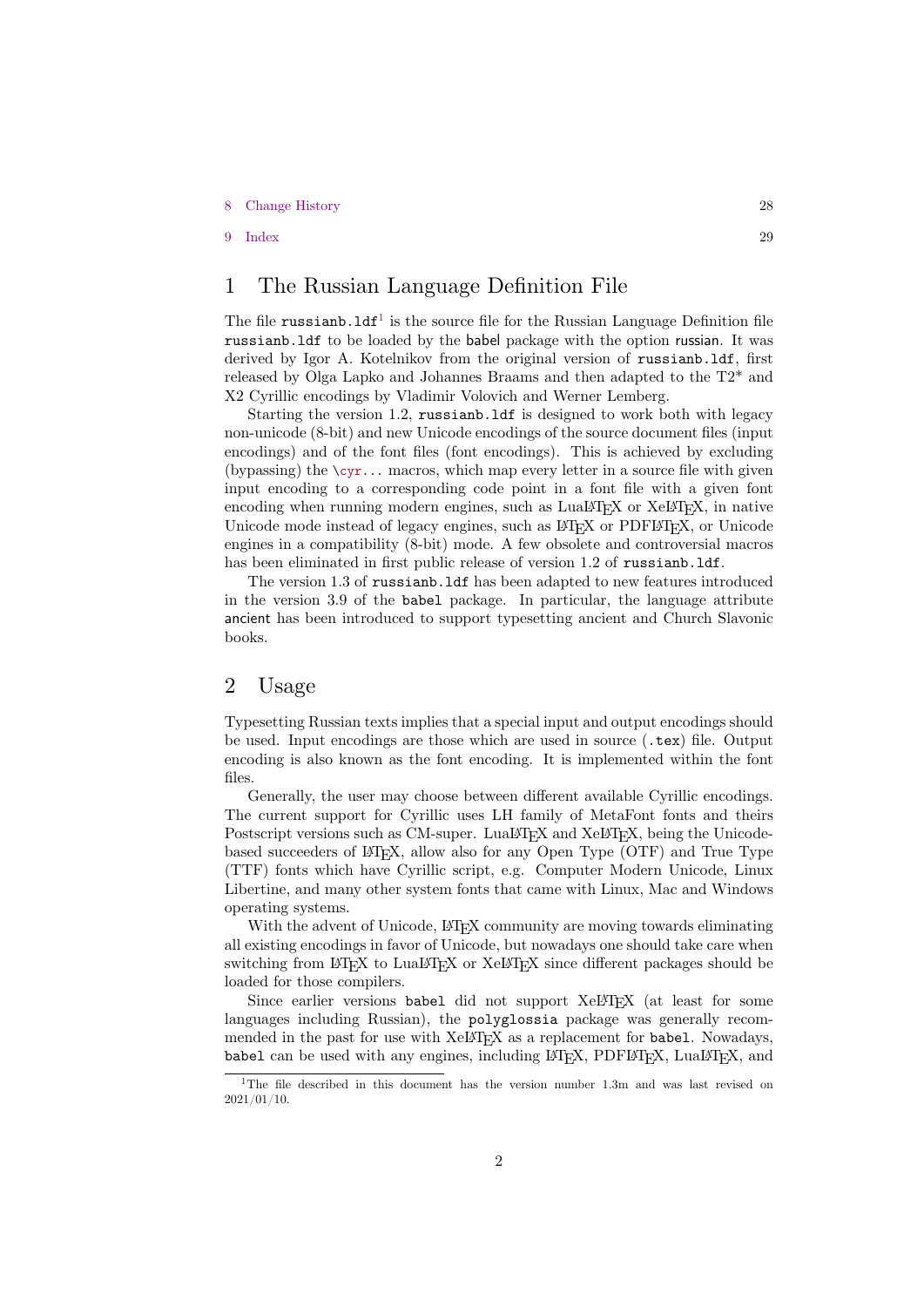8 Change History 28

9 Index 29

# 1 The Russian Language Definition File

The file `russianb.ldf`[1] is the source file for the Russian Language Definition file `russianb.ldf` to be loaded by the babel package with the option russian. It was derived by Igor A. Kotelnikov from the original version of `russianb.ldf`, first released by Olga Lapko and Johannes Braams and then adapted to the T2* and X2 Cyrillic encodings by Vladimir Volovich and Werner Lemberg.

Starting the version 1.2, `russianb.ldf` is designed to work both with legacy non-unicode (8-bit) and new Unicode encodings of the source document files (input encodings) and of the font files (font encodings). This is achieved by excluding (bypassing) the `\cyr`... macros, which map every letter in a source file with given input encoding to a corresponding code point in a font file with a given font encoding when running modern engines, such as LuaLaTeX or XeLaTeX, in native Unicode mode instead of legacy engines, such as LaTeX or PDFLaTeX, or Unicode engines in a compatibility (8-bit) mode. A few obsolete and controversial macros has been eliminated in first public release of version 1.2 of `russianb.ldf`.

The version 1.3 of `russianb.ldf` has been adapted to new features introduced in the version 3.9 of the `babel` package. In particular, the language attribute ancient has been introduced to support typesetting ancient and Church Slavonic books.

# 2 Usage

Typesetting Russian texts implies that a special input and output encodings should be used. Input encodings are those which are used in source (`.tex`) file. Output encoding is also known as the font encoding. It is implemented within the font files.

Generally, the user may choose between different available Cyrillic encodings. The current support for Cyrillic uses LH family of MetaFont fonts and theirs Postscript versions such as CM-super. LuaLaTeX and XeLaTeX, being the Unicode-based succeeders of LaTeX, allow also for any Open Type (OTF) and True Type (TTF) fonts which have Cyrillic script, e.g. Computer Modern Unicode, Linux Libertine, and many other system fonts that came with Linux, Mac and Windows operating systems.

With the advent of Unicode, LaTeX community are moving towards eliminating all existing encodings in favor of Unicode, but nowadays one should take care when switching from LaTeX to LuaLaTeX or XeLaTeX since different packages should be loaded for those compilers.

Since earlier versions `babel` did not support XeLaTeX (at least for some languages including Russian), the `polyglossia` package was generally recommended in the past for use with XeLaTeX as a replacement for `babel`. Nowadays, `babel` can be used with any engines, including LaTeX, PDFLaTeX, LuaLaTeX, and

[1] The file described in this document has the version number 1.3m and was last revised on 2021/01/10.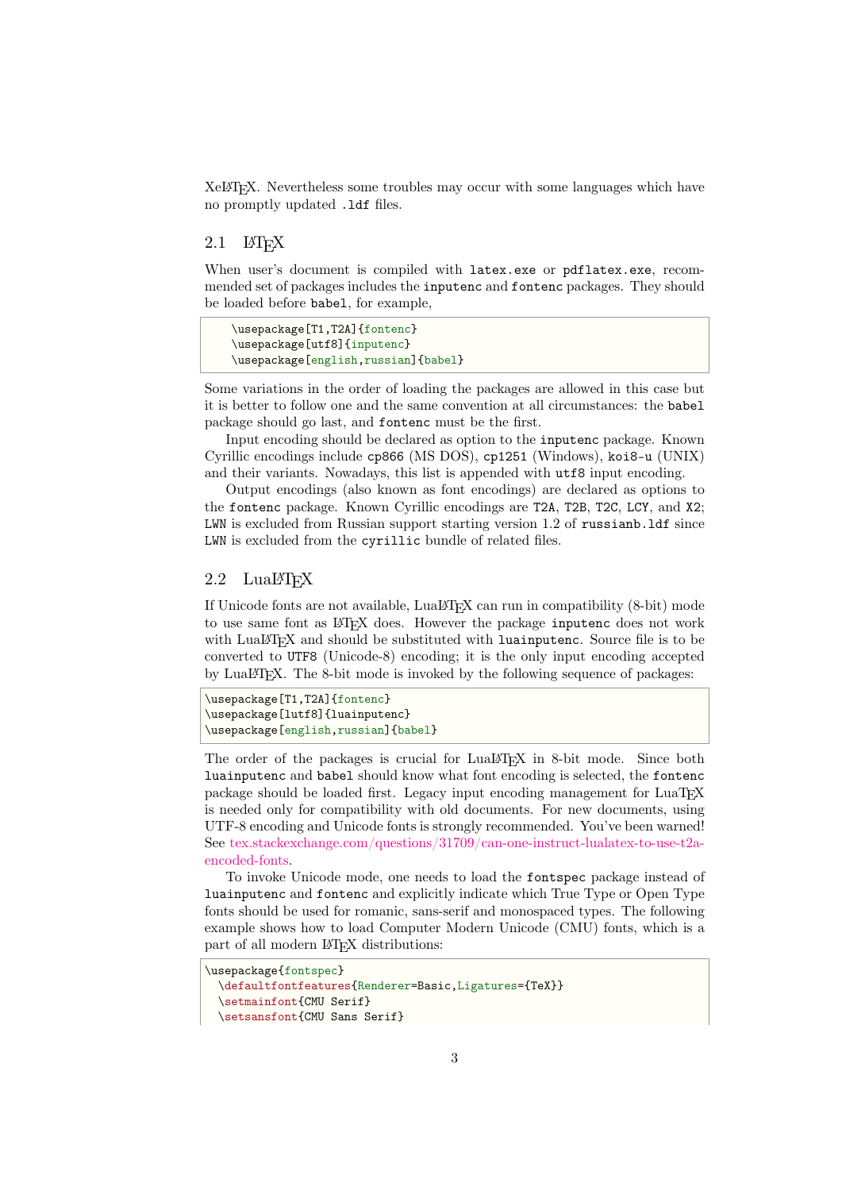XeLaTeX. Nevertheless some troubles may occur with some languages which have no promptly updated .ldf files.

## 2.1 LaTeX

When user's document is compiled with latex.exe or pdflatex.exe, recommended set of packages includes the inputenc and fontenc packages. They should be loaded before babel, for example,

```
\usepackage[T1,T2A]{fontenc}
\usepackage[utf8]{inputenc}
\usepackage[english,russian]{babel}
```

Some variations in the order of loading the packages are allowed in this case but it is better to follow one and the same convention at all circumstances: the babel package should go last, and fontenc must be the first.

Input encoding should be declared as option to the inputenc package. Known Cyrillic encodings include cp866 (MS DOS), cp1251 (Windows), koi8-u (UNIX) and their variants. Nowadays, this list is appended with utf8 input encoding.

Output encodings (also known as font encodings) are declared as options to the fontenc package. Known Cyrillic encodings are T2A, T2B, T2C, LCY, and X2; LWN is excluded from Russian support starting version 1.2 of russianb.ldf since LWN is excluded from the cyrillic bundle of related files.

## 2.2 LuaLaTeX

If Unicode fonts are not available, LuaLaTeX can run in compatibility (8-bit) mode to use same font as LaTeX does. However the package inputenc does not work with LuaLaTeX and should be substituted with luainputenc. Source file is to be converted to UTF8 (Unicode-8) encoding; it is the only input encoding accepted by LuaLaTeX. The 8-bit mode is invoked by the following sequence of packages:

```
\usepackage[T1,T2A]{fontenc}
\usepackage[lutf8]{luainputenc}
\usepackage[english,russian]{babel}
```

The order of the packages is crucial for LuaLaTeX in 8-bit mode. Since both luainputenc and babel should know what font encoding is selected, the fontenc package should be loaded first. Legacy input encoding management for LuaTeX is needed only for compatibility with old documents. For new documents, using UTF-8 encoding and Unicode fonts is strongly recommended. You've been warned! See tex.stackexchange.com/questions/31709/can-one-instruct-lualatex-to-use-t2a-encoded-fonts.

To invoke Unicode mode, one needs to load the fontspec package instead of luainputenc and fontenc and explicitly indicate which True Type or Open Type fonts should be used for romanic, sans-serif and monospaced types. The following example shows how to load Computer Modern Unicode (CMU) fonts, which is a part of all modern LaTeX distributions:

```
\usepackage{fontspec}
  \defaultfontfeatures{Renderer=Basic,Ligatures={TeX}}
  \setmainfont{CMU Serif}
  \setsansfont{CMU Sans Serif}
```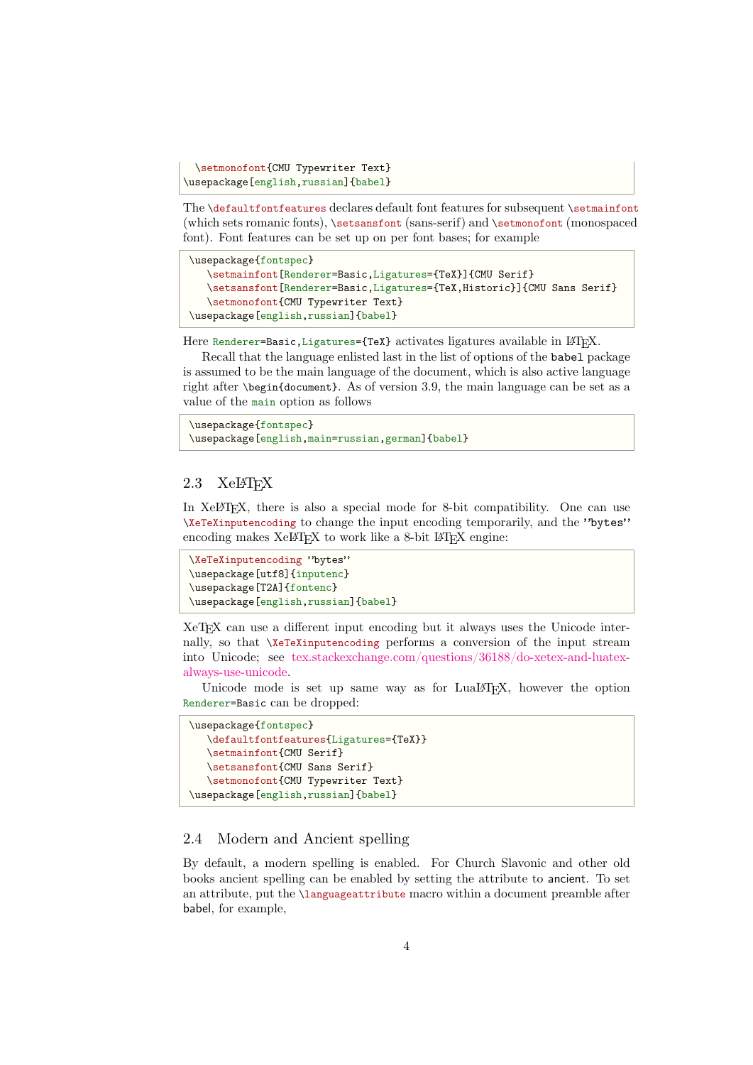```
  \setmonofont{CMU Typewriter Text}
\usepackage[english,russian]{babel}
```

The \defaultfontfeatures declares default font features for subsequent \setmainfont (which sets romanic fonts), \setsansfont (sans-serif) and \setmonofont (monospaced font). Font features can be set up on per font bases; for example

```
\usepackage{fontspec}
   \setmainfont[Renderer=Basic,Ligatures={TeX}]{CMU Serif}
   \setsansfont[Renderer=Basic,Ligatures={TeX,Historic}]{CMU Sans Serif}
   \setmonofont{CMU Typewriter Text}
\usepackage[english,russian]{babel}
```

Here Renderer=Basic,Ligatures={TeX} activates ligatures available in LaTeX.

Recall that the language enlisted last in the list of options of the babel package is assumed to be the main language of the document, which is also active language right after \begin{document}. As of version 3.9, the main language can be set as a value of the main option as follows

```
\usepackage{fontspec}
\usepackage[english,main=russian,german]{babel}
```

## 2.3 XeLaTeX

In XeLaTeX, there is also a special mode for 8-bit compatibility. One can use \XeTeXinputencoding to change the input encoding temporarily, and the ”bytes” encoding makes XeLaTeX to work like a 8-bit LaTeX engine:

```
\XeTeXinputencoding ”bytes”
\usepackage[utf8]{inputenc}
\usepackage[T2A]{fontenc}
\usepackage[english,russian]{babel}
```

XeTeX can use a different input encoding but it always uses the Unicode internally, so that \XeTeXinputencoding performs a conversion of the input stream into Unicode; see tex.stackexchange.com/questions/36188/do-xetex-and-luatex-always-use-unicode.

Unicode mode is set up same way as for LuaLaTeX, however the option Renderer=Basic can be dropped:

```
\usepackage{fontspec}
   \defaultfontfeatures{Ligatures={TeX}}
   \setmainfont{CMU Serif}
   \setsansfont{CMU Sans Serif}
   \setmonofont{CMU Typewriter Text}
\usepackage[english,russian]{babel}
```

## 2.4 Modern and Ancient spelling

By default, a modern spelling is enabled. For Church Slavonic and other old books ancient spelling can be enabled by setting the attribute to ancient. To set an attribute, put the \languageattribute macro within a document preamble after babel, for example,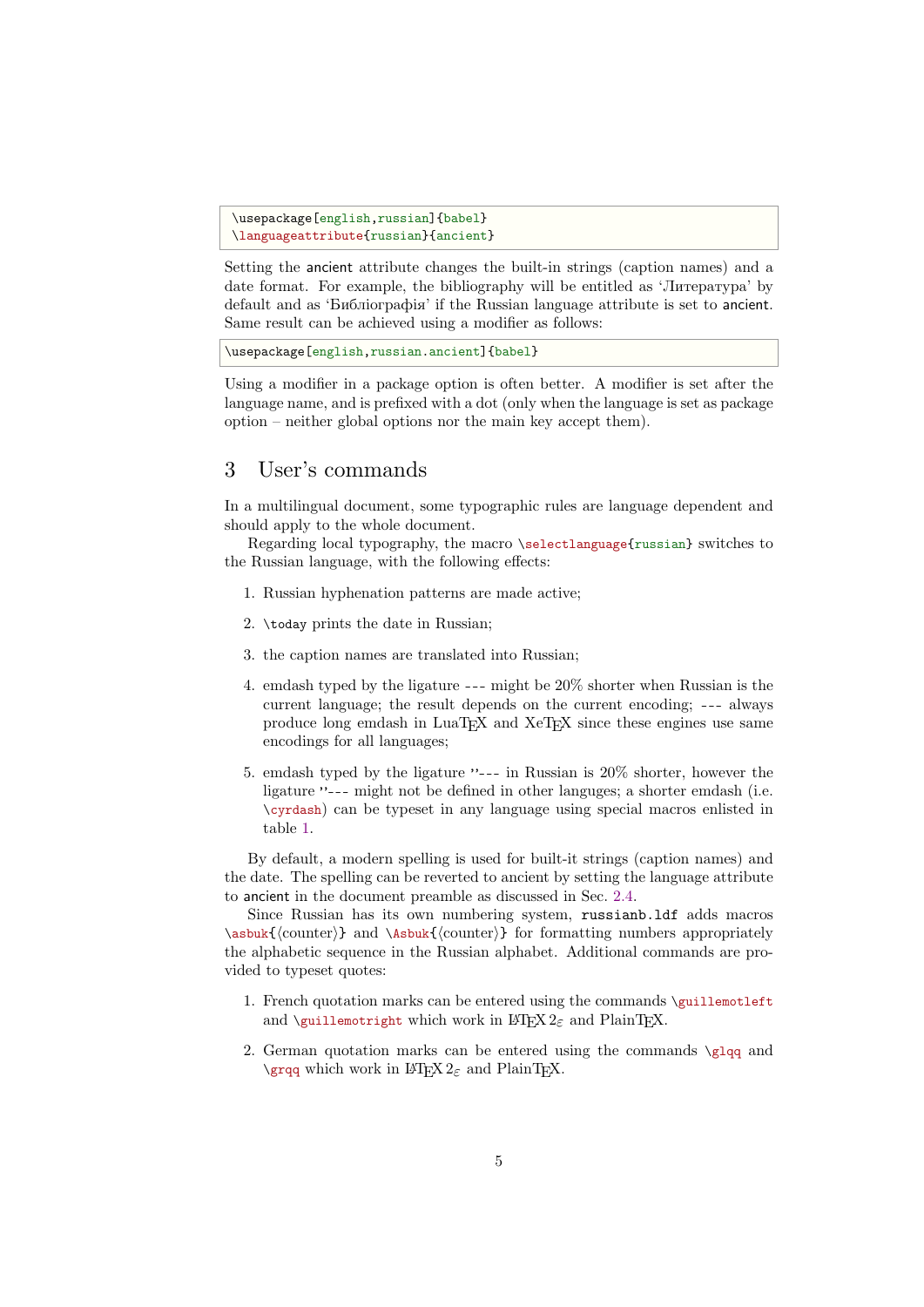```
\usepackage[english,russian]{babel}
\languageattribute{russian}{ancient}
```

Setting the `ancient` attribute changes the built-in strings (caption names) and a date format. For example, the bibliography will be entitled as 'Литература' by default and as 'Библіографія' if the Russian language attribute is set to `ancient`. Same result can be achieved using a modifier as follows:

```
\usepackage[english,russian.ancient]{babel}
```

Using a modifier in a package option is often better. A modifier is set after the language name, and is prefixed with a dot (only when the language is set as package option – neither global options nor the main key accept them).

# 3 User's commands

In a multilingual document, some typographic rules are language dependent and should apply to the whole document.

Regarding local typography, the macro `\selectlanguage{russian}` switches to the Russian language, with the following effects:

1. Russian hyphenation patterns are made active;
2. `\today` prints the date in Russian;
3. the caption names are translated into Russian;
4. emdash typed by the ligature `---` might be 20% shorter when Russian is the current language; the result depends on the current encoding; `---` always produce long emdash in LuaTeX and XeTeX since these engines use same encodings for all languages;
5. emdash typed by the ligature `"---` in Russian is 20% shorter, however the ligature `"---` might not be defined in other languges; a shorter emdash (i.e. `\cyrdash`) can be typeset in any language using special macros enlisted in table 1.

By default, a modern spelling is used for built-it strings (caption names) and the date. The spelling can be reverted to ancient by setting the language attribute to `ancient` in the document preamble as discussed in Sec. 2.4.

Since Russian has its own numbering system, `russianb.ldf` adds macros `\asbuk{⟨counter⟩}` and `\Asbuk{⟨counter⟩}` for formatting numbers appropriately the alphabetic sequence in the Russian alphabet. Additional commands are provided to typeset quotes:

1. French quotation marks can be entered using the commands `\guillemotleft` and `\guillemotright` which work in LaTeX 2ε and PlainTeX.
2. German quotation marks can be entered using the commands `\glqq` and `\grqq` which work in LaTeX 2ε and PlainTeX.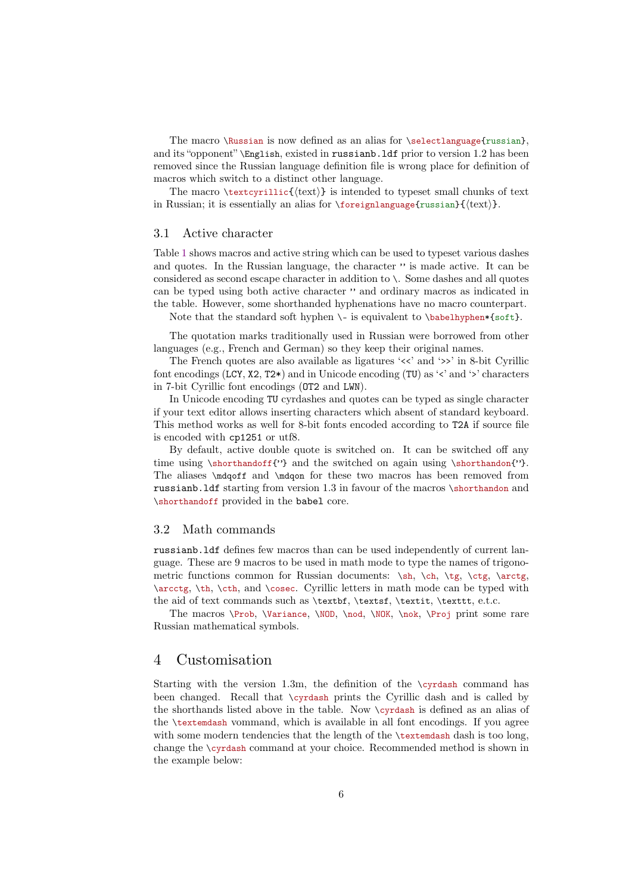The macro \Russian is now defined as an alias for \selectlanguage{russian}, and its "opponent" \English, existed in russianb.ldf prior to version 1.2 has been removed since the Russian language definition file is wrong place for definition of macros which switch to a distinct other language.

The macro \textcyrillic{⟨text⟩} is intended to typeset small chunks of text in Russian; it is essentially an alias for \foreignlanguage{russian}{⟨text⟩}.

### 3.1 Active character

Table 1 shows macros and active string which can be used to typeset various dashes and quotes. In the Russian language, the character " is made active. It can be considered as second escape character in addition to \. Some dashes and all quotes can be typed using both active character " and ordinary macros as indicated in the table. However, some shorthanded hyphenations have no macro counterpart.

Note that the standard soft hyphen \- is equivalent to \babelhyphen*{soft}.

The quotation marks traditionally used in Russian were borrowed from other languages (e.g., French and German) so they keep their original names.

The French quotes are also available as ligatures '<<' and '>>' in 8-bit Cyrillic font encodings (LCY, X2, T2*) and in Unicode encoding (TU) as '<' and '>' characters in 7-bit Cyrillic font encodings (OT2 and LWN).

In Unicode encoding TU cyrdashes and quotes can be typed as single character if your text editor allows inserting characters which absent of standard keyboard. This method works as well for 8-bit fonts encoded according to T2A if source file is encoded with cp1251 or utf8.

By default, active double quote is switched on. It can be switched off any time using \shorthandoff{"} and the switched on again using \shorthandon{"}. The aliases \mdqoff and \mdqon for these two macros has been removed from russianb.ldf starting from version 1.3 in favour of the macros \shorthandon and \shorthandoff provided in the babel core.

### 3.2 Math commands

russianb.ldf defines few macros than can be used independently of current language. These are 9 macros to be used in math mode to type the names of trigonometric functions common for Russian documents: \sh, \ch, \tg, \ctg, \arctg, \arcctg, \th, \cth, and \cosec. Cyrillic letters in math mode can be typed with the aid of text commands such as \textbf, \textsf, \textit, \texttt, e.t.c.

The macros \Prob, \Variance, \NOD, \nod, \NOK, \nok, \Proj print some rare Russian mathematical symbols.

## 4 Customisation

Starting with the version 1.3m, the definition of the \cyrdash command has been changed. Recall that \cyrdash prints the Cyrillic dash and is called by the shorthands listed above in the table. Now \cyrdash is defined as an alias of the \textemdash vommand, which is available in all font encodings. If you agree with some modern tendencies that the length of the \textemdash dash is too long, change the \cyrdash command at your choice. Recommended method is shown in the example below: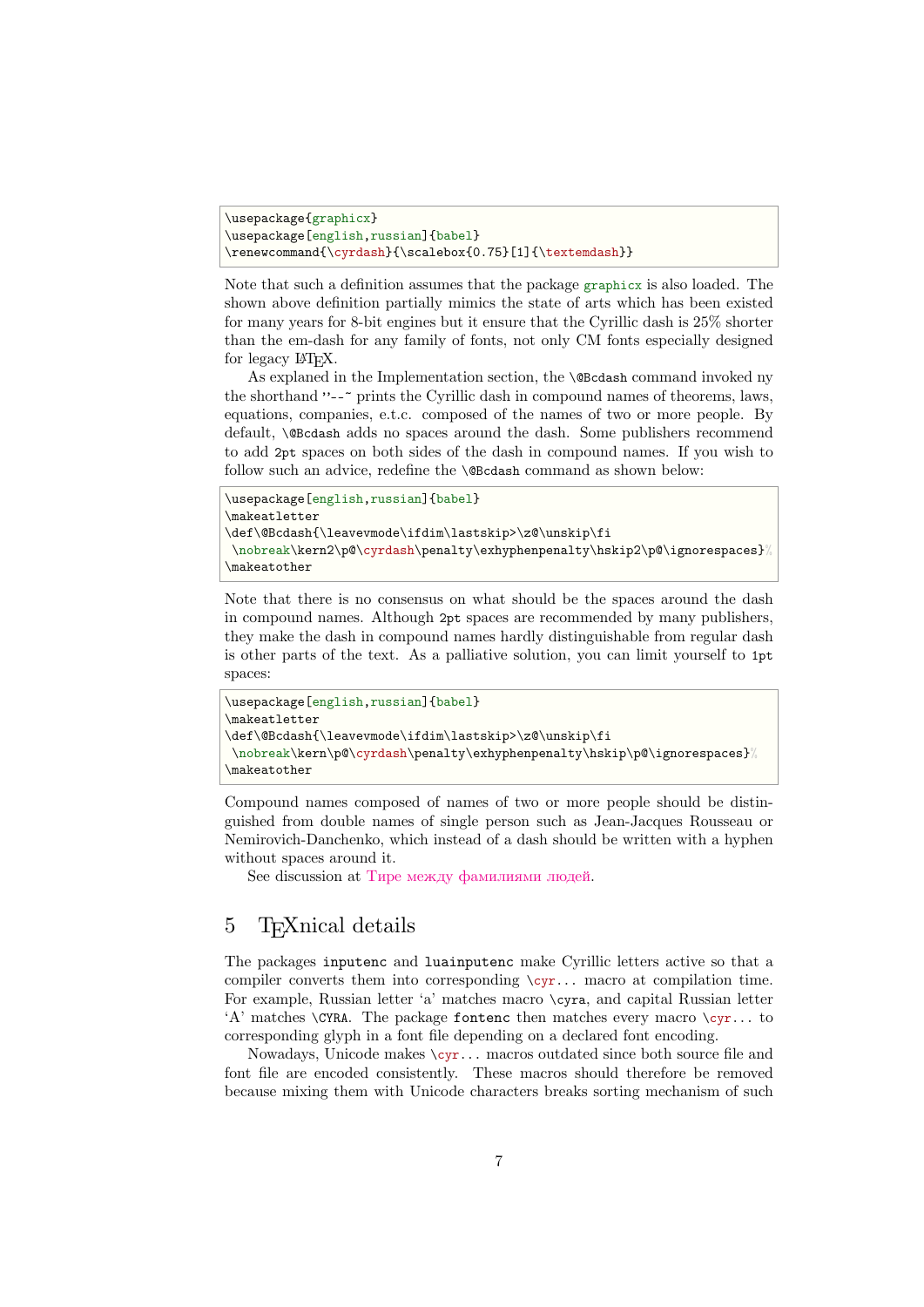```
\usepackage{graphicx}
\usepackage[english,russian]{babel}
\renewcommand{\cyrdash}{\scalebox{0.75}[1]{\textemdash}}
```

Note that such a definition assumes that the package graphicx is also loaded. The shown above definition partially mimics the state of arts which has been existed for many years for 8-bit engines but it ensure that the Cyrillic dash is 25% shorter than the em-dash for any family of fonts, not only CM fonts especially designed for legacy LaTeX.

As explaned in the Implementation section, the `\@Bcdash` command invoked ny the shorthand `"--~` prints the Cyrillic dash in compound names of theorems, laws, equations, companies, e.t.c. composed of the names of two or more people. By default, `\@Bcdash` adds no spaces around the dash. Some publishers recommend to add `2pt` spaces on both sides of the dash in compound names. If you wish to follow such an advice, redefine the `\@Bcdash` command as shown below:

```
\usepackage[english,russian]{babel}
\makeatletter
\def\@Bcdash{\leavevmode\ifdim\lastskip>\z@\unskip\fi
 \nobreak\kern2\p@\cyrdash\penalty\exhyphenpenalty\hskip2\p@\ignorespaces}%
\makeatother
```

Note that there is no consensus on what should be the spaces around the dash in compound names. Although `2pt` spaces are recommended by many publishers, they make the dash in compound names hardly distinguishable from regular dash is other parts of the text. As a palliative solution, you can limit yourself to `1pt` spaces:

```
\usepackage[english,russian]{babel}
\makeatletter
\def\@Bcdash{\leavevmode\ifdim\lastskip>\z@\unskip\fi
 \nobreak\kern\p@\cyrdash\penalty\exhyphenpenalty\hskip\p@\ignorespaces}%
\makeatother
```

Compound names composed of names of two or more people should be distinguished from double names of single person such as Jean-Jacques Rousseau or Nemirovich-Danchenko, which instead of a dash should be written with a hyphen without spaces around it.

See discussion at Тире между фамилиями людей.

## 5 TeXnical details

The packages `inputenc` and `luainputenc` make Cyrillic letters active so that a compiler converts them into corresponding `\cyr`... macro at compilation time. For example, Russian letter 'a' matches macro `\cyra`, and capital Russian letter 'А' matches `\CYRA`. The package `fontenc` then matches every macro `\cyr`... to corresponding glyph in a font file depending on a declared font encoding.

Nowadays, Unicode makes `\cyr`... macros outdated since both source file and font file are encoded consistently. These macros should therefore be removed because mixing them with Unicode characters breaks sorting mechanism of such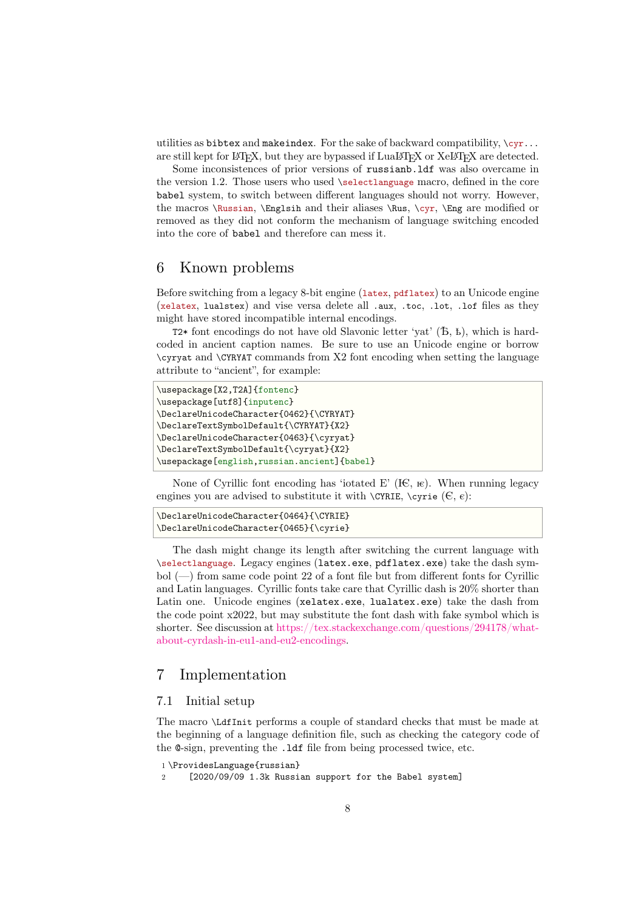utilities as bibtex and makeindex. For the sake of backward compatibility, \cyr... are still kept for LaTeX, but they are bypassed if LuaLaTeX or XeLaTeX are detected.

Some inconsistences of prior versions of russianb.ldf was also overcame in the version 1.2. Those users who used \selectlanguage macro, defined in the core babel system, to switch between different languages should not worry. However, the macros \Russian, \Englsih and their aliases \Rus, \cyr, \Eng are modified or removed as they did not conform the mechanism of language switching encoded into the core of babel and therefore can mess it.

# 6 Known problems

Before switching from a legacy 8-bit engine (latex, pdflatex) to an Unicode engine (xelatex, lualstex) and vise versa delete all .aux, .toc, .lot, .lof files as they might have stored incompatible internal encodings.

T2* font encodings do not have old Slavonic letter 'yat' (Ѣ, ѣ), which is hard-coded in ancient caption names. Be sure to use an Unicode engine or borrow \cyryat and \CYRYAT commands from X2 font encoding when setting the language attribute to "ancient", for example:

```
\usepackage[X2,T2A]{fontenc}
\usepackage[utf8]{inputenc}
\DeclareUnicodeCharacter{0462}{\CYRYAT}
\DeclareTextSymbolDefault{\CYRYAT}{X2}
\DeclareUnicodeCharacter{0463}{\cyryat}
\DeclareTextSymbolDefault{\cyryat}{X2}
\usepackage[english,russian.ancient]{babel}
```

None of Cyrillic font encoding has 'iotated E' (Ѥ, ѥ). When running legacy engines you are advised to substitute it with \CYRIE, \cyrie (Є, є):

```
\DeclareUnicodeCharacter{0464}{\CYRIE}
\DeclareUnicodeCharacter{0465}{\cyrie}
```

The dash might change its length after switching the current language with \selectlanguage. Legacy engines (latex.exe, pdflatex.exe) take the dash symbol (—) from same code point 22 of a font file but from different fonts for Cyrillic and Latin languages. Cyrillic fonts take care that Cyrillic dash is 20% shorter than Latin one. Unicode engines (xelatex.exe, lualatex.exe) take the dash from the code point x2022, but may substitute the font dash with fake symbol which is shorter. See discussion at https://tex.stackexchange.com/questions/294178/what-about-cyrdash-in-eu1-and-eu2-encodings.

# 7 Implementation

## 7.1 Initial setup

The macro \LdfInit performs a couple of standard checks that must be made at the beginning of a language definition file, such as checking the category code of the @-sign, preventing the .ldf file from being processed twice, etc.

```
1 \ProvidesLanguage{russian}
2     [2020/09/09 1.3k Russian support for the Babel system]
```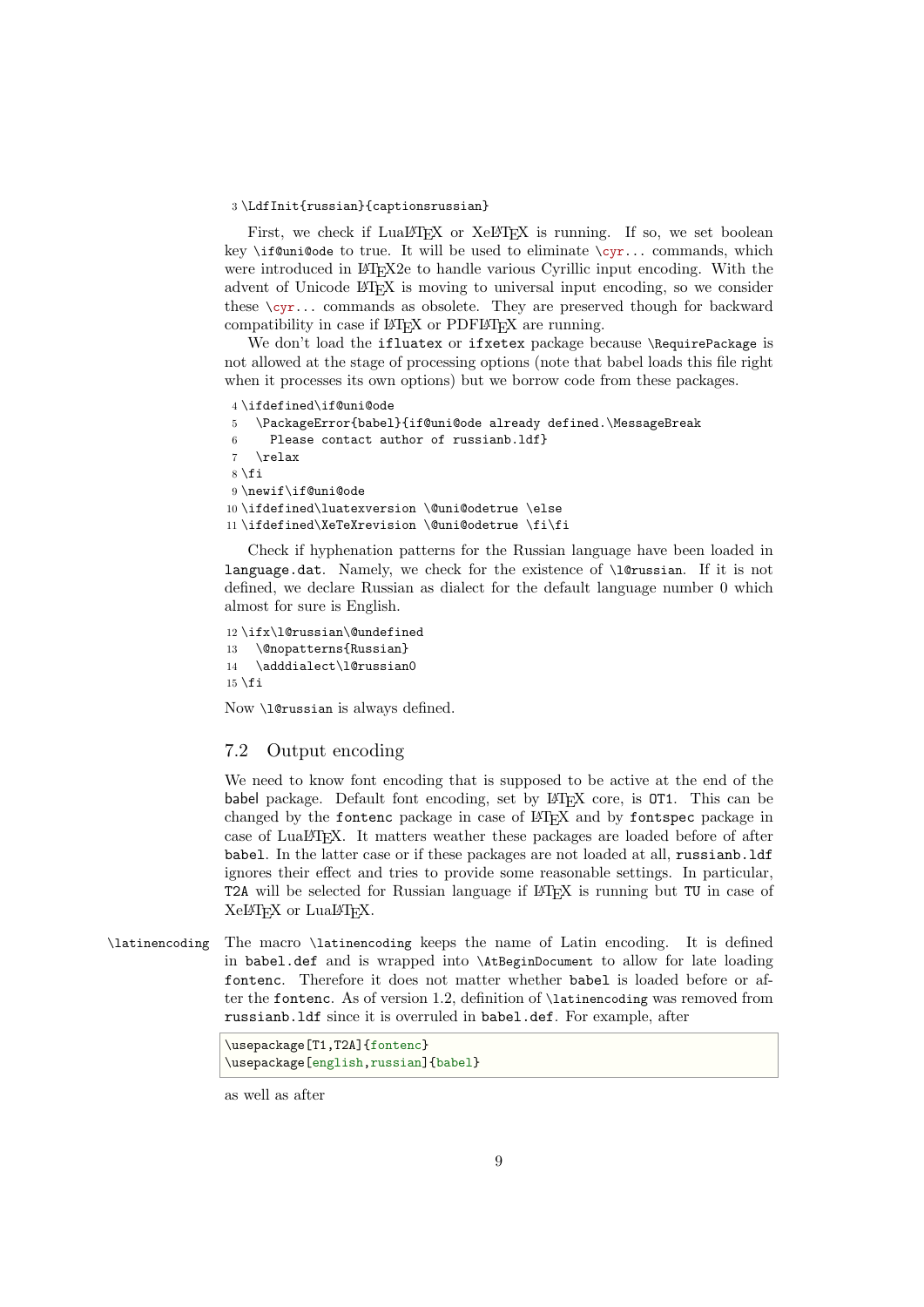```
3 \LdfInit{russian}{captionsrussian}
```

First, we check if LuaLaTeX or XeLaTeX is running. If so, we set boolean key `\if@uni@ode` to true. It will be used to eliminate `\cyr`... commands, which were introduced in LaTeX2e to handle various Cyrillic input encoding. With the advent of Unicode LaTeX is moving to universal input encoding, so we consider these `\cyr`... commands as obsolete. They are preserved though for backward compatibility in case if LaTeX or PDFLaTeX are running.

We don't load the `ifluatex` or `ifxetex` package because `\RequirePackage` is not allowed at the stage of processing options (note that babel loads this file right when it processes its own options) but we borrow code from these packages.

```
4 \ifdefined\if@uni@ode
5   \PackageError{babel}{if@uni@ode already defined.\MessageBreak
6     Please contact author of russianb.ldf}
7   \relax
8 \fi
9 \newif\if@uni@ode
10 \ifdefined\luatexversion \@uni@odetrue \else
11 \ifdefined\XeTeXrevision \@uni@odetrue \fi\fi
```

Check if hyphenation patterns for the Russian language have been loaded in `language.dat`. Namely, we check for the existence of `\l@russian`. If it is not defined, we declare Russian as dialect for the default language number 0 which almost for sure is English.

```
12 \ifx\l@russian\@undefined
13   \@nopatterns{Russian}
14   \adddialect\l@russian0
15 \fi
```

Now `\l@russian` is always defined.

## 7.2 Output encoding

We need to know font encoding that is supposed to be active at the end of the babel package. Default font encoding, set by LaTeX core, is `OT1`. This can be changed by the `fontenc` package in case of LaTeX and by `fontspec` package in case of LuaLaTeX. It matters weather these packages are loaded before of after `babel`. In the latter case or if these packages are not loaded at all, `russianb.ldf` ignores their effect and tries to provide some reasonable settings. In particular, `T2A` will be selected for Russian language if LaTeX is running but `TU` in case of XeLaTeX or LuaLaTeX.

`\latinencoding` The macro `\latinencoding` keeps the name of Latin encoding. It is defined in `babel.def` and is wrapped into `\AtBeginDocument` to allow for late loading `fontenc`. Therefore it does not matter whether `babel` is loaded before or after the `fontenc`. As of version 1.2, definition of `\latinencoding` was removed from `russianb.ldf` since it is overruled in `babel.def`. For example, after

```
\usepackage[T1,T2A]{fontenc}
\usepackage[english,russian]{babel}
```

as well as after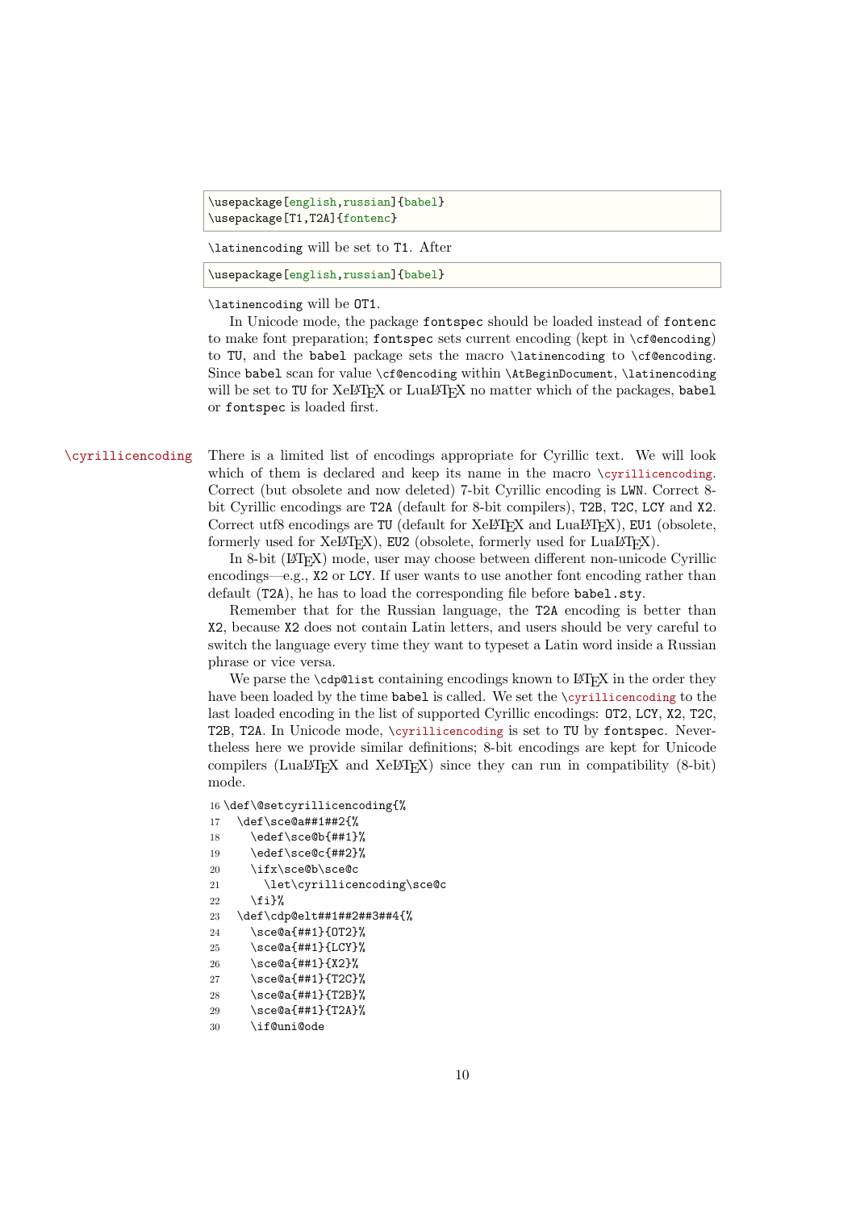```
\usepackage[english,russian]{babel}
\usepackage[T1,T2A]{fontenc}
```

`\latinencoding` will be set to `T1`. After

```
\usepackage[english,russian]{babel}
```

`\latinencoding` will be `OT1`.

In Unicode mode, the package `fontspec` should be loaded instead of `fontenc` to make font preparation; `fontspec` sets current encoding (kept in `\cf@encoding`) to `TU`, and the `babel` package sets the macro `\latinencoding` to `\cf@encoding`. Since `babel` scan for value `\cf@encoding` within `\AtBeginDocument`, `\latinencoding` will be set to `TU` for XeLaTeX or LuaLaTeX no matter which of the packages, `babel` or `fontspec` is loaded first.

`\cyrillicencoding` There is a limited list of encodings appropriate for Cyrillic text. We will look which of them is declared and keep its name in the macro `\cyrillicencoding`. Correct (but obsolete and now deleted) 7-bit Cyrillic encoding is `LWN`. Correct 8-bit Cyrillic encodings are `T2A` (default for 8-bit compilers), `T2B`, `T2C`, `LCY` and `X2`. Correct utf8 encodings are `TU` (default for XeLaTeX and LuaLaTeX), `EU1` (obsolete, formerly used for XeLaTeX), `EU2` (obsolete, formerly used for LuaLaTeX).

In 8-bit (LaTeX) mode, user may choose between different non-unicode Cyrillic encodings—e.g., `X2` or `LCY`. If user wants to use another font encoding rather than default (`T2A`), he has to load the corresponding file before `babel.sty`.

Remember that for the Russian language, the `T2A` encoding is better than `X2`, because `X2` does not contain Latin letters, and users should be very careful to switch the language every time they want to typeset a Latin word inside a Russian phrase or vice versa.

We parse the `\cdp@list` containing encodings known to LaTeX in the order they have been loaded by the time `babel` is called. We set the `\cyrillicencoding` to the last loaded encoding in the list of supported Cyrillic encodings: `OT2`, `LCY`, `X2`, `T2C`, `T2B`, `T2A`. In Unicode mode, `\cyrillicencoding` is set to `TU` by `fontspec`. Nevertheless here we provide similar definitions; 8-bit encodings are kept for Unicode compilers (LuaLaTeX and XeLaTeX) since they can run in compatibility (8-bit) mode.

```
16 \def\@setcyrillicencoding{%
17   \def\sce@a##1##2{%
18     \edef\sce@b{##1}%
19     \edef\sce@c{##2}%
20     \ifx\sce@b\sce@c
21       \let\cyrillicencoding\sce@c
22     \fi}%
23   \def\cdp@elt##1##2##3##4{%
24     \sce@a{##1}{OT2}%
25     \sce@a{##1}{LCY}%
26     \sce@a{##1}{X2}%
27     \sce@a{##1}{T2C}%
28     \sce@a{##1}{T2B}%
29     \sce@a{##1}{T2A}%
30     \if@uni@ode
```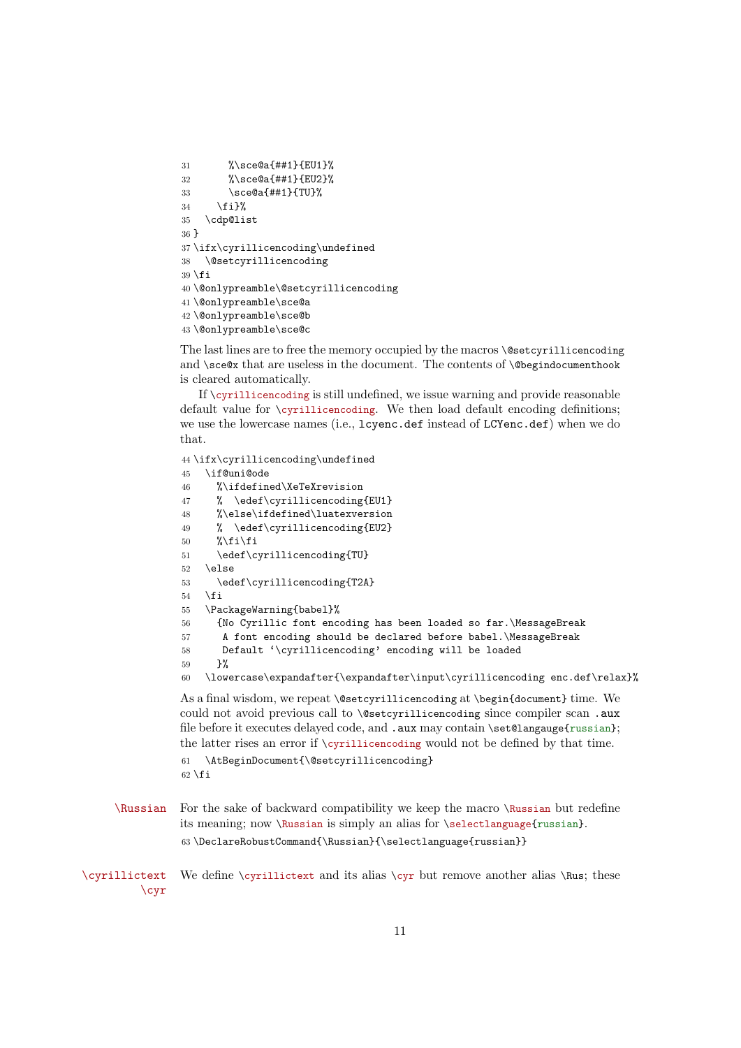```
31       %\sce@a{##1}{EU1}%
32       %\sce@a{##1}{EU2}%
33       \sce@a{##1}{TU}%
34     \fi}%
35   \cdp@list
36 }
37 \ifx\cyrillicencoding\undefined
38   \@setcyrillicencoding
39 \fi
40 \@onlypreamble\@setcyrillicencoding
41 \@onlypreamble\sce@a
42 \@onlypreamble\sce@b
43 \@onlypreamble\sce@c
```

The last lines are to free the memory occupied by the macros `\@setcyrillicencoding` and `\sce@x` that are useless in the document. The contents of `\@begindocumenthook` is cleared automatically.

If `\cyrillicencoding` is still undefined, we issue warning and provide reasonable default value for `\cyrillicencoding`. We then load default encoding definitions; we use the lowercase names (i.e., `lcyenc.def` instead of `LCYenc.def`) when we do that.

```
44 \ifx\cyrillicencoding\undefined
45   \if@uni@ode
46     %\ifdefined\XeTeXrevision
47     %  \edef\cyrillicencoding{EU1}
48     %\else\ifdefined\luatexversion
49     %  \edef\cyrillicencoding{EU2}
50     %\fi\fi
51     \edef\cyrillicencoding{TU}
52   \else
53     \edef\cyrillicencoding{T2A}
54   \fi
55   \PackageWarning{babel}%
56     {No Cyrillic font encoding has been loaded so far.\MessageBreak
57      A font encoding should be declared before babel.\MessageBreak
58      Default `\cyrillicencoding' encoding will be loaded
59     }%
60   \lowercase\expandafter{\expandafter\input\cyrillicencoding enc.def\relax}%
```

As a final wisdom, we repeat `\@setcyrillicencoding` at `\begin{document}` time. We could not avoid previous call to `\@setcyrillicencoding` since compiler scan `.aux` file before it executes delayed code, and `.aux` may contain `\set@langauge{russian}`; the latter rises an error if `\cyrillicencoding` would not be defined by that time.

```
61   \AtBeginDocument{\@setcyrillicencoding}
62 \fi
```

`\Russian` For the sake of backward compatibility we keep the macro `\Russian` but redefine its meaning; now `\Russian` is simply an alias for `\selectlanguage{russian}`.

```
63 \DeclareRobustCommand{\Russian}{\selectlanguage{russian}}
```

`\cyrillictext` `\cyr` We define `\cyrillictext` and its alias `\cyr` but remove another alias `\Rus`; these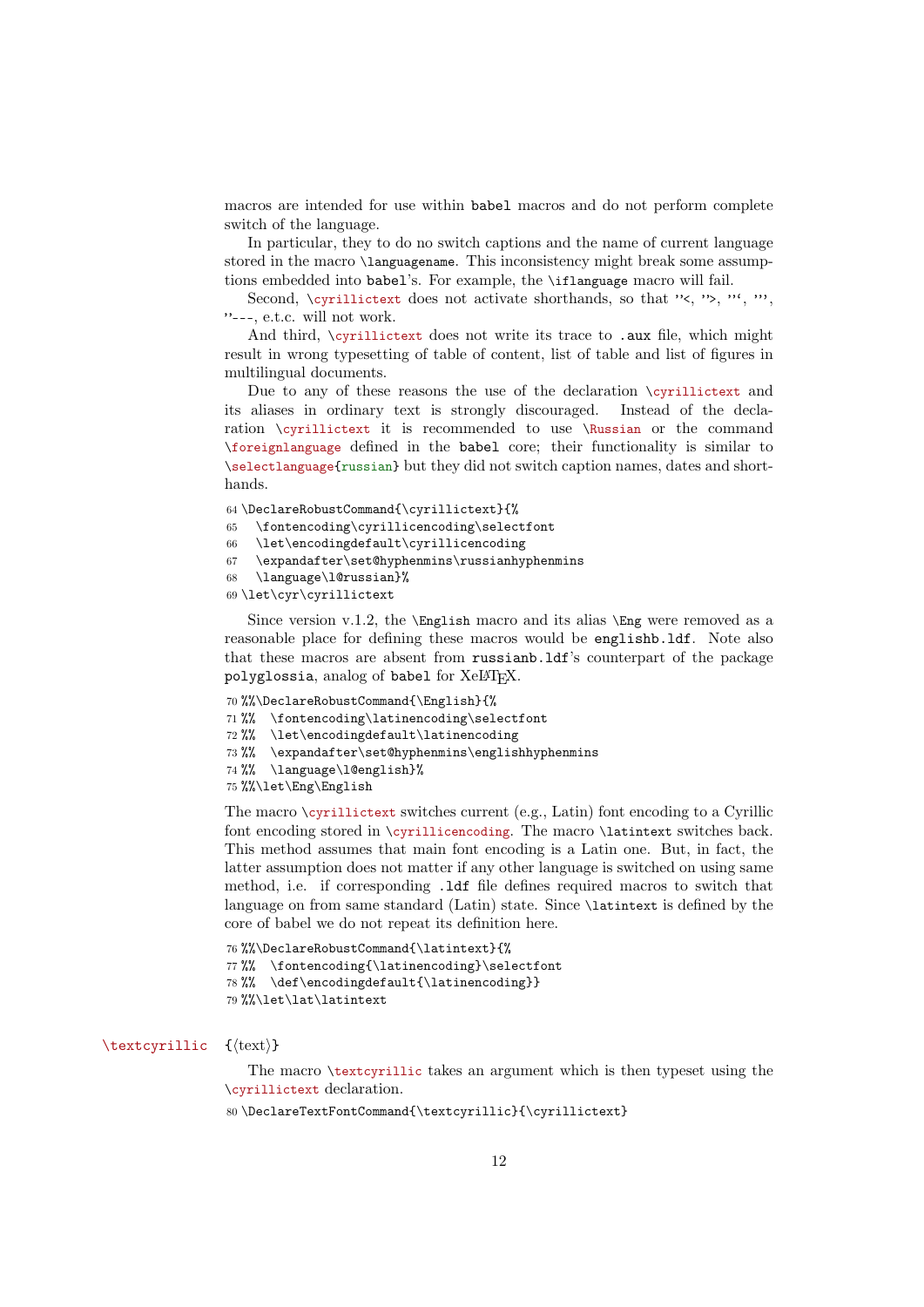macros are intended for use within babel macros and do not perform complete switch of the language.

In particular, they to do no switch captions and the name of current language stored in the macro \languagename. This inconsistency might break some assumptions embedded into babel's. For example, the \iflanguage macro will fail.

Second, \cyrillictext does not activate shorthands, so that "<, ">, "', "', "---, e.t.c. will not work.

And third, \cyrillictext does not write its trace to .aux file, which might result in wrong typesetting of table of content, list of table and list of figures in multilingual documents.

Due to any of these reasons the use of the declaration \cyrillictext and its aliases in ordinary text is strongly discouraged. Instead of the declaration \cyrillictext it is recommended to use \Russian or the command \foreignlanguage defined in the babel core; their functionality is similar to \selectlanguage{russian} but they did not switch caption names, dates and shorthands.

```
64 \DeclareRobustCommand{\cyrillictext}{%
65   \fontencoding\cyrillicencoding\selectfont
66   \let\encodingdefault\cyrillicencoding
67   \expandafter\set@hyphenmins\russianhyphenmins
68   \language\l@russian}%
69 \let\cyr\cyrillictext
```

Since version v.1.2, the \English macro and its alias \Eng were removed as a reasonable place for defining these macros would be englishb.ldf. Note also that these macros are absent from russianb.ldf's counterpart of the package polyglossia, analog of babel for XeLaTeX.

```
70 %%\DeclareRobustCommand{\English}{%
71 %%  \fontencoding\latinencoding\selectfont
72 %%  \let\encodingdefault\latinencoding
73 %%  \expandafter\set@hyphenmins\englishhyphenmins
74 %%  \language\l@english}%
75 %%\let\Eng\English
```

The macro \cyrillictext switches current (e.g., Latin) font encoding to a Cyrillic font encoding stored in \cyrillicencoding. The macro \latintext switches back. This method assumes that main font encoding is a Latin one. But, in fact, the latter assumption does not matter if any other language is switched on using same method, i.e. if corresponding .ldf file defines required macros to switch that language on from same standard (Latin) state. Since \latintext is defined by the core of babel we do not repeat its definition here.

```
76 %%\DeclareRobustCommand{\latintext}{%
77 %%  \fontencoding{\latinencoding}\selectfont
78 %%  \def\encodingdefault{\latinencoding}}
79 %%\let\lat\latintext
```

\textcyrillic {⟨text⟩}

The macro \textcyrillic takes an argument which is then typeset using the \cyrillictext declaration.

```
80 \DeclareTextFontCommand{\textcyrillic}{\cyrillictext}
```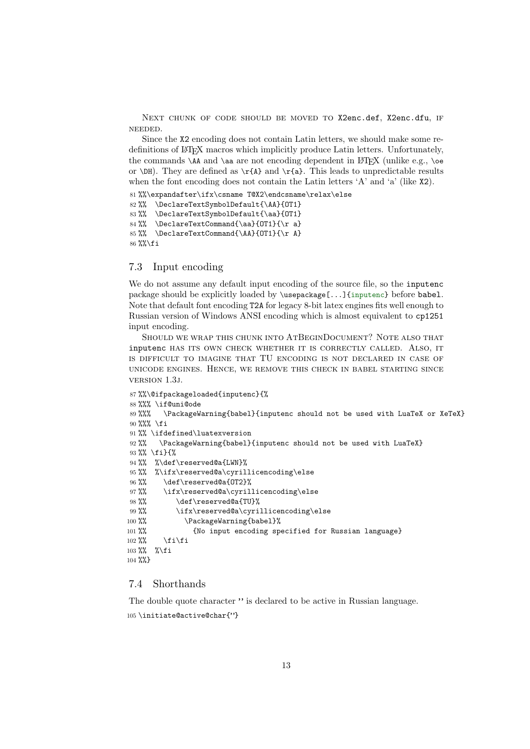Next chunk of code should be moved to X2enc.def, X2enc.dfu, if needed.

Since the X2 encoding does not contain Latin letters, we should make some redefinitions of LaTeX macros which implicitly produce Latin letters. Unfortunately, the commands \AA and \aa are not encoding dependent in LaTeX (unlike e.g., \oe or \DH). They are defined as \r{A} and \r{a}. This leads to unpredictable results when the font encoding does not contain the Latin letters 'A' and 'a' (like X2).

```
81 %%\expandafter\ifx\csname T@X2\endcsname\relax\else
82 %%  \DeclareTextSymbolDefault{\AA}{OT1}
83 %%  \DeclareTextSymbolDefault{\aa}{OT1}
84 %%  \DeclareTextCommand{\aa}{OT1}{\r a}
85 %%  \DeclareTextCommand{\AA}{OT1}{\r A}
86 %%\fi
```

## 7.3 Input encoding

We do not assume any default input encoding of the source file, so the inputenc package should be explicitly loaded by \usepackage[...]{inputenc} before babel. Note that default font encoding T2A for legacy 8-bit latex engines fits well enough to Russian version of Windows ANSI encoding which is almost equivalent to cp1251 input encoding.

Should we wrap this chunk into AtBeginDocument? Note also that inputenc has its own check whether it is correctly called. Also, it is difficult to imagine that TU encoding is not declared in case of unicode engines. Hence, we remove this check in babel starting since version 1.3j.

```
87 %%\@ifpackageloaded{inputenc}{%
88 %%% \if@uni@ode
89 %%%   \PackageWarning{babel}{inputenc should not be used with LuaTeX or XeTeX}
90 %%% \fi
91 %% \ifdefined\luatexversion
92 %%   \PackageWarning{babel}{inputenc should not be used with LuaTeX}
93 %% \fi}{%
94 %%  %\def\reserved@a{LWN}%
95 %%  %\ifx\reserved@a\cyrillicencoding\else
96 %%    \def\reserved@a{OT2}%
97 %%    \ifx\reserved@a\cyrillicencoding\else
98 %%      \def\reserved@a{TU}%
99 %%      \ifx\reserved@a\cyrillicencoding\else
100 %%        \PackageWarning{babel}%
101 %%          {No input encoding specified for Russian language}
102 %%    \fi\fi
103 %%  %\fi
104 %%}
```

## 7.4 Shorthands

The double quote character " is declared to be active in Russian language.

```
105 \initiate@active@char{"}
```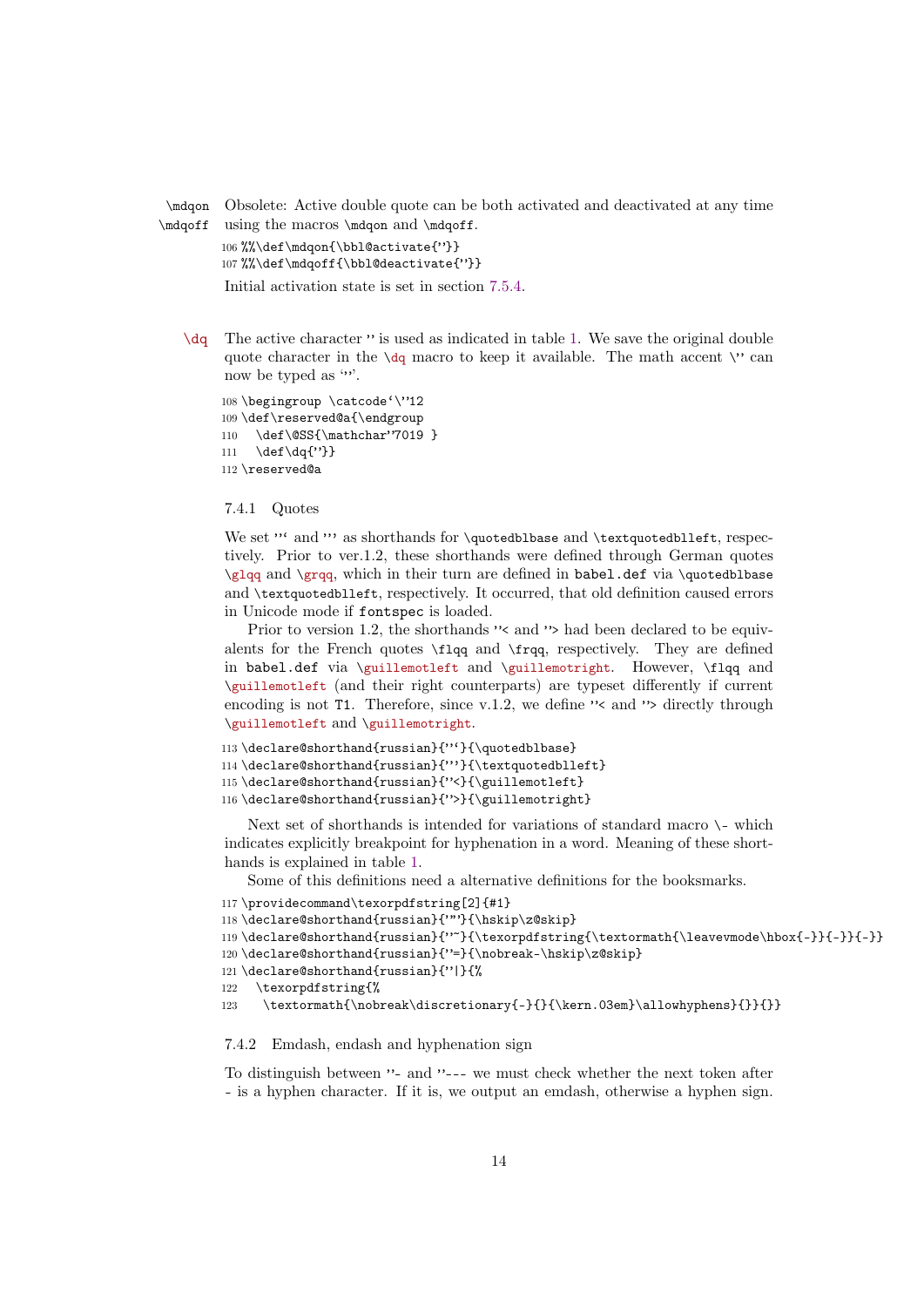`\mdqon` `\mdqoff` Obsolete: Active double quote can be both activated and deactivated at any time using the macros `\mdqon` and `\mdqoff`.

```
106 %%\def\mdqon{\bbl@activate{"}}
107 %%\def\mdqoff{\bbl@deactivate{"}}
```

Initial activation state is set in section 7.5.4.

`\dq` The active character " is used as indicated in table 1. We save the original double quote character in the `\dq` macro to keep it available. The math accent `\"` can now be typed as '"'.

```
108 \begingroup \catcode`\"12
109 \def\reserved@a{\endgroup
110   \def\@SS{\mathchar"7019 }
111   \def\dq{"}}
112 \reserved@a
```

### 7.4.1 Quotes

We set "` and "' as shorthands for `\quotedblbase` and `\textquotedblleft`, respectively. Prior to ver.1.2, these shorthands were defined through German quotes `\glqq` and `\grqq`, which in their turn are defined in `babel.def` via `\quotedblbase` and `\textquotedblleft`, respectively. It occurred, that old definition caused errors in Unicode mode if `fontspec` is loaded.

Prior to version 1.2, the shorthands "< and "> had been declared to be equivalents for the French quotes `\flqq` and `\frqq`, respectively. They are defined in `babel.def` via `\guillemotleft` and `\guillemotright`. However, `\flqq` and `\guillemotleft` (and their right counterparts) are typeset differently if current encoding is not T1. Therefore, since v.1.2, we define "< and "> directly through `\guillemotleft` and `\guillemotright`.

```
113 \declare@shorthand{russian}{"`}{\quotedblbase}
114 \declare@shorthand{russian}{"'}{\textquotedblleft}
115 \declare@shorthand{russian}{"<}{\guillemotleft}
116 \declare@shorthand{russian}{">}{\guillemotright}
```

Next set of shorthands is intended for variations of standard macro `\-` which indicates explicitly breakpoint for hyphenation in a word. Meaning of these shorthands is explained in table 1.

Some of this definitions need a alternative definitions for the booksmarks.

```
117 \providecommand\texorpdfstring[2]{#1}
118 \declare@shorthand{russian}{""}{\hskip\z@skip}
119 \declare@shorthand{russian}{"~}{\texorpdfstring{\textormath{\leavevmode\hbox{-}}{-}}{-}}
120 \declare@shorthand{russian}{"=}{\nobreak-\hskip\z@skip}
121 \declare@shorthand{russian}{"|}{%
122   \texorpdfstring{%
123     \textormath{\nobreak\discretionary{-}{}{\kern.03em}\allowhyphens}{}}{}}
```

### 7.4.2 Emdash, endash and hyphenation sign

To distinguish between "- and "--- we must check whether the next token after - is a hyphen character. If it is, we output an emdash, otherwise a hyphen sign.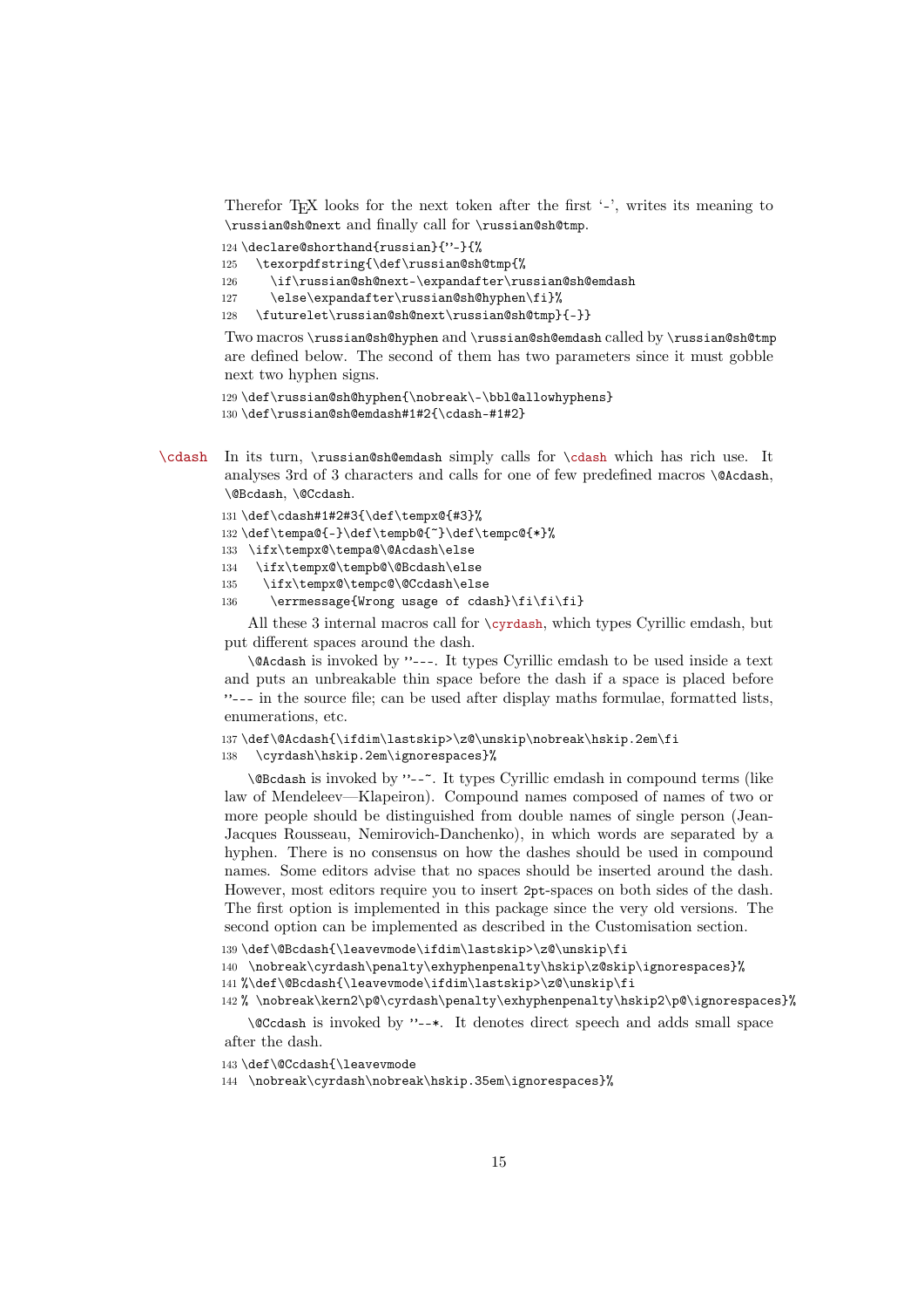Therefor TEX looks for the next token after the first '-', writes its meaning to `\russian@sh@next` and finally call for `\russian@sh@tmp`.

```
124 \declare@shorthand{russian}{"-}{%
125   \texorpdfstring{\def\russian@sh@tmp{%
126     \if\russian@sh@next-\expandafter\russian@sh@emdash
127     \else\expandafter\russian@sh@hyphen\fi}%
128   \futurelet\russian@sh@next\russian@sh@tmp}{-}}
```

Two macros `\russian@sh@hyphen` and `\russian@sh@emdash` called by `\russian@sh@tmp` are defined below. The second of them has two parameters since it must gobble next two hyphen signs.

```
129 \def\russian@sh@hyphen{\nobreak\-\bbl@allowhyphens}
130 \def\russian@sh@emdash#1#2{\cdash-#1#2}
```

`\cdash` In its turn, `\russian@sh@emdash` simply calls for `\cdash` which has rich use. It analyses 3rd of 3 characters and calls for one of few predefined macros `\@Acdash`, `\@Bcdash`, `\@Ccdash`.

```
131 \def\cdash#1#2#3{\def\tempx@{#3}%
132 \def\tempa@{-}\def\tempb@{~}\def\tempc@{*}%
133  \ifx\tempx@\tempa@\@Acdash\else
134   \ifx\tempx@\tempb@\@Bcdash\else
135    \ifx\tempx@\tempc@\@Ccdash\else
136     \errmessage{Wrong usage of cdash}\fi\fi\fi}
```

All these 3 internal macros call for `\cyrdash`, which types Cyrillic emdash, but put different spaces around the dash.

`\@Acdash` is invoked by `"---`. It types Cyrillic emdash to be used inside a text and puts an unbreakable thin space before the dash if a space is placed before `"---` in the source file; can be used after display maths formulae, formatted lists, enumerations, etc.

```
137 \def\@Acdash{\ifdim\lastskip>\z@\unskip\nobreak\hskip.2em\fi
138   \cyrdash\hskip.2em\ignorespaces}%
```

`\@Bcdash` is invoked by `"--~`. It types Cyrillic emdash in compound terms (like law of Mendeleev—Klapeiron). Compound names composed of names of two or more people should be distinguished from double names of single person (Jean-Jacques Rousseau, Nemirovich-Danchenko), in which words are separated by a hyphen. There is no consensus on how the dashes should be used in compound names. Some editors advise that no spaces should be inserted around the dash. However, most editors require you to insert `2pt`-spaces on both sides of the dash. The first option is implemented in this package since the very old versions. The second option can be implemented as described in the Customisation section.

```
139 \def\@Bcdash{\leavevmode\ifdim\lastskip>\z@\unskip\fi
140  \nobreak\cyrdash\penalty\exhyphenpenalty\hskip\z@skip\ignorespaces}%
141 %\def\@Bcdash{\leavevmode\ifdim\lastskip>\z@\unskip\fi
142 % \nobreak\kern2\p@\cyrdash\penalty\exhyphenpenalty\hskip2\p@\ignorespaces}%
```

`\@Ccdash` is invoked by `"--*`. It denotes direct speech and adds small space after the dash.

```
143 \def\@Ccdash{\leavevmode
144  \nobreak\cyrdash\nobreak\hskip.35em\ignorespaces}%
```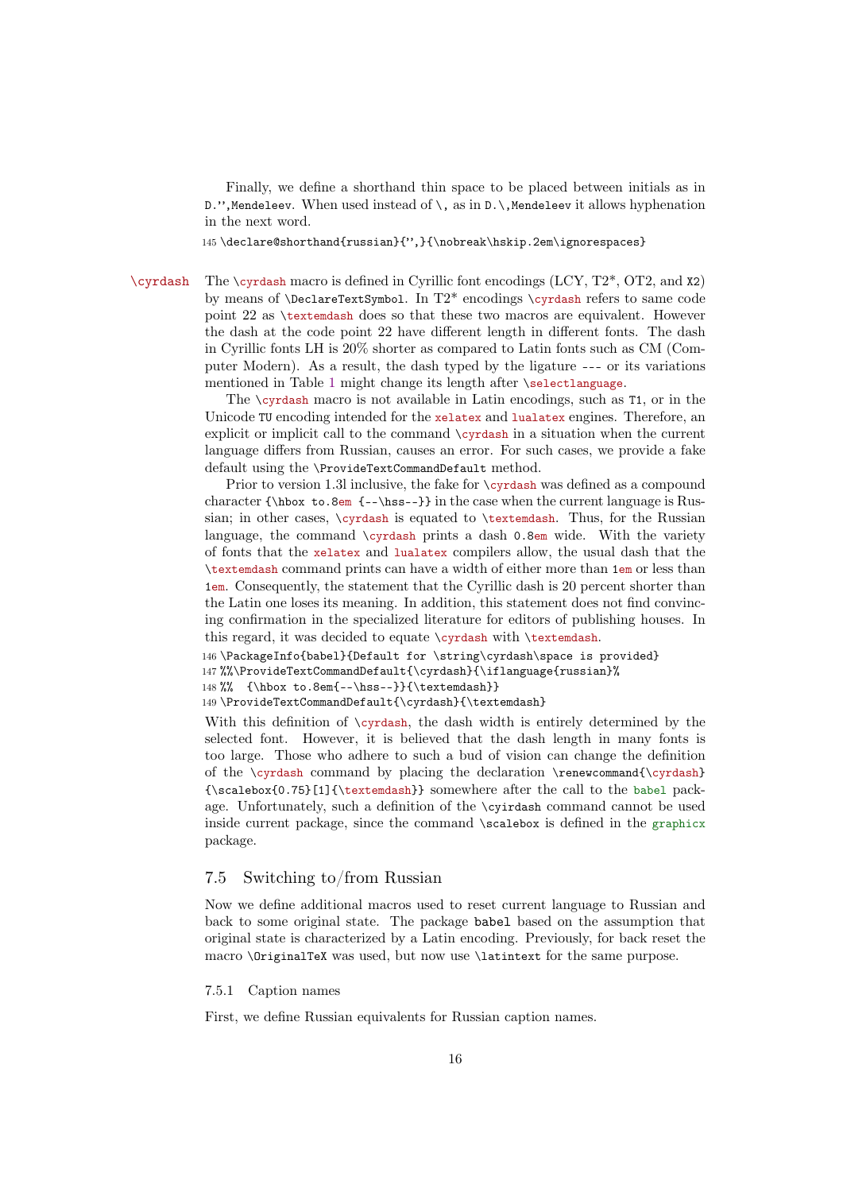Finally, we define a shorthand thin space to be placed between initials as in `D.",Mendeleev`. When used instead of `\,` as in `D.\,Mendeleev` it allows hyphenation in the next word.

```
145 \declare@shorthand{russian}{",}{\nobreak\hskip.2em\ignorespaces}
```

`\cyrdash` The `\cyrdash` macro is defined in Cyrillic font encodings (LCY, T2*, OT2, and `X2`) by means of `\DeclareTextSymbol`. In T2* encodings `\cyrdash` refers to same code point 22 as `\textemdash` does so that these two macros are equivalent. However the dash at the code point 22 have different length in different fonts. The dash in Cyrillic fonts LH is 20% shorter as compared to Latin fonts such as CM (Computer Modern). As a result, the dash typed by the ligature `---` or its variations mentioned in Table 1 might change its length after `\selectlanguage`.

The `\cyrdash` macro is not available in Latin encodings, such as `T1`, or in the Unicode `TU` encoding intended for the `xelatex` and `lualatex` engines. Therefore, an explicit or implicit call to the command `\cyrdash` in a situation when the current language differs from Russian, causes an error. For such cases, we provide a fake default using the `\ProvideTextCommandDefault` method.

Prior to version 1.3l inclusive, the fake for `\cyrdash` was defined as a compound character `{\hbox to.8em {--\hss--}}` in the case when the current language is Russian; in other cases, `\cyrdash` is equated to `\textemdash`. Thus, for the Russian language, the command `\cyrdash` prints a dash `0.8em` wide. With the variety of fonts that the `xelatex` and `lualatex` compilers allow, the usual dash that the `\textemdash` command prints can have a width of either more than `1em` or less than `1em`. Consequently, the statement that the Cyrillic dash is 20 percent shorter than the Latin one loses its meaning. In addition, this statement does not find convincing confirmation in the specialized literature for editors of publishing houses. In this regard, it was decided to equate `\cyrdash` with `\textemdash`.

```
146 \PackageInfo{babel}{Default for \string\cyrdash\space is provided}
147 %%\ProvideTextCommandDefault{\cyrdash}{\iflanguage{russian}%
148 %%  {\hbox to.8em{--\hss--}}{\textemdash}}
149 \ProvideTextCommandDefault{\cyrdash}{\textemdash}
```

With this definition of `\cyrdash`, the dash width is entirely determined by the selected font. However, it is believed that the dash length in many fonts is too large. Those who adhere to such a bud of vision can change the definition of the `\cyrdash` command by placing the declaration `\renewcommand{\cyrdash}{\scalebox{0.75}[1]{\textemdash}}` somewhere after the call to the `babel` package. Unfortunately, such a definition of the `\cyirdash` command cannot be used inside current package, since the command `\scalebox` is defined in the `graphicx` package.

## 7.5 Switching to/from Russian

Now we define additional macros used to reset current language to Russian and back to some original state. The package `babel` based on the assumption that original state is characterized by a Latin encoding. Previously, for back reset the macro `\OriginalTeX` was used, but now use `\latintext` for the same purpose.

### 7.5.1 Caption names

First, we define Russian equivalents for Russian caption names.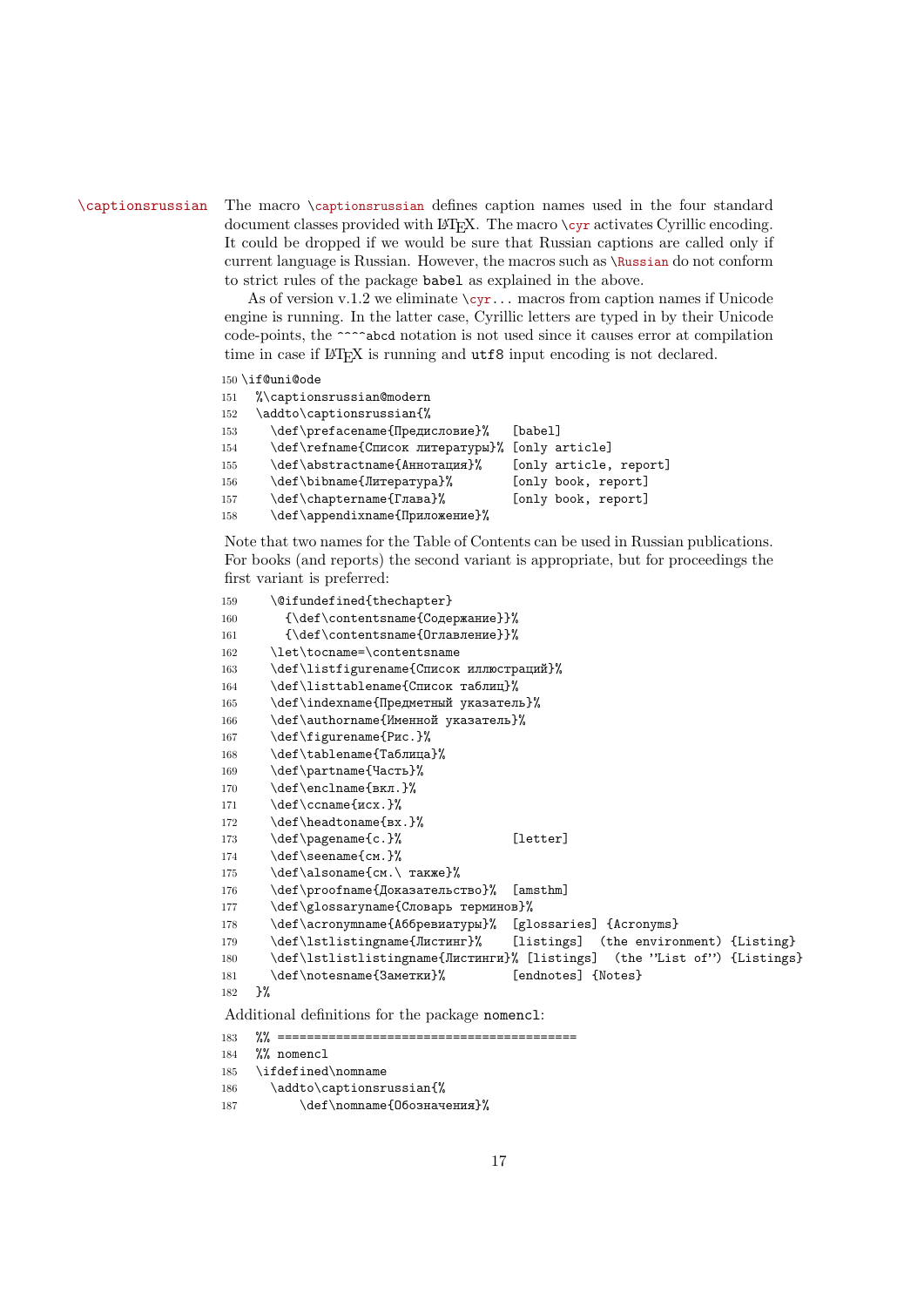\captionsrussian The macro \captionsrussian defines caption names used in the four standard document classes provided with LaTeX. The macro \cyr activates Cyrillic encoding. It could be dropped if we would be sure that Russian captions are called only if current language is Russian. However, the macros such as \Russian do not conform to strict rules of the package babel as explained in the above.

As of version v.1.2 we eliminate \cyr... macros from caption names if Unicode engine is running. In the latter case, Cyrillic letters are typed in by their Unicode code-points, the ^^^^abcd notation is not used since it causes error at compilation time in case if LaTeX is running and utf8 input encoding is not declared.

```
150 \if@uni@ode
151   %\captionsrussian@modern
152   \addto\captionsrussian{%
153     \def\prefacename{Предисловие}%   [babel]
154     \def\refname{Список литературы}% [only article]
155     \def\abstractname{Аннотация}%    [only article, report]
156     \def\bibname{Литература}%        [only book, report]
157     \def\chaptername{Глава}%         [only book, report]
158     \def\appendixname{Приложение}%
```

Note that two names for the Table of Contents can be used in Russian publications. For books (and reports) the second variant is appropriate, but for proceedings the first variant is preferred:

```
159     \@ifundefined{thechapter}
160       {\def\contentsname{Содержание}}%
161       {\def\contentsname{Оглавление}}%
162     \let\tocname=\contentsname
163     \def\listfigurename{Список иллюстраций}%
164     \def\listtablename{Список таблиц}%
165     \def\indexname{Предметный указатель}%
166     \def\authorname{Именной указатель}%
167     \def\figurename{Рис.}%
168     \def\tablename{Таблица}%
169     \def\partname{Часть}%
170     \def\enclname{вкл.}%
171     \def\ccname{исх.}%
172     \def\headtoname{вх.}%
173     \def\pagename{с.}%                [letter]
174     \def\seename{см.}%
175     \def\alsoname{см.\ также}%
176     \def\proofname{Доказательство}%  [amsthm]
177     \def\glossaryname{Словарь терминов}%
178     \def\acronymname{Аббревиатуры}%  [glossaries] {Acronyms}
179     \def\lstlistingname{Листинг}%    [listings]  (the environment) {Listing}
180     \def\lstlistlistingname{Листинги}% [listings]  (the ''List of'') {Listings}
181     \def\notesname{Заметки}%         [endnotes] {Notes}
182   }%
```

Additional definitions for the package nomencl:

```
183   %% ========================================
184   %% nomencl
185   \ifdefined\nomname
186     \addto\captionsrussian{%
187         \def\nomname{Обозначения}%
```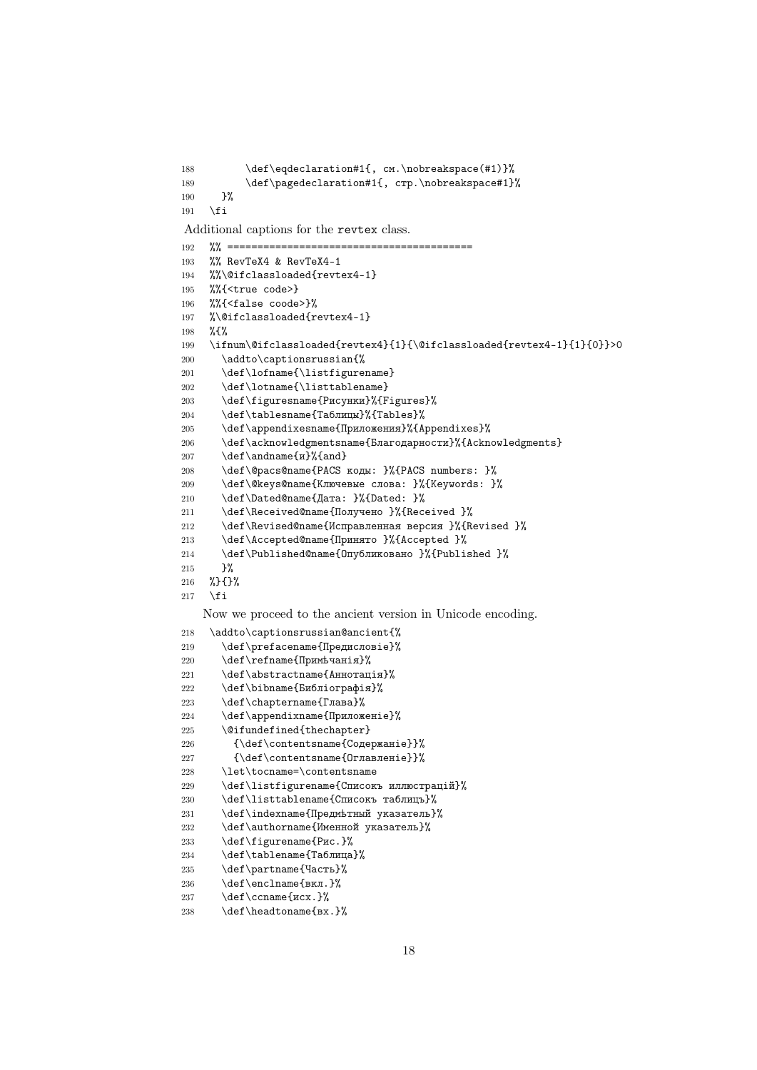```
188        \def\eqdeclaration#1{, см.\nobreakspace(#1)}%
189        \def\pagedeclaration#1{, стр.\nobreakspace#1}%
190    }%
191  \fi
```

Additional captions for the revtex class.

```
192  %% ========================================
193  %% RevTeX4 & RevTeX4-1
194  %%\@ifclassloaded{revtex4-1}
195  %%{<true code>}
196  %%{<false coode>}%
197  %\@ifclassloaded{revtex4-1}
198  %{%
199  \ifnum\@ifclassloaded{revtex4}{1}{\@ifclassloaded{revtex4-1}{1}{0}}>0
200    \addto\captionsrussian{%
201    \def\lofname{\listfigurename}
202    \def\lotname{\listtablename}
203    \def\figuresname{Рисунки}%{Figures}%
204    \def\tablesname{Таблицы}%{Tables}%
205    \def\appendixesname{Приложения}%{Appendixes}%
206    \def\acknowledgmentsname{Благодарности}%{Acknowledgments}
207    \def\andname{и}%{and}
208    \def\@pacs@name{PACS коды: }%{PACS numbers: }%
209    \def\@keys@name{Ключевые слова: }%{Keywords: }%
210    \def\Dated@name{Дата: }%{Dated: }%
211    \def\Received@name{Получено }%{Received }%
212    \def\Revised@name{Исправленная версия }%{Revised }%
213    \def\Accepted@name{Принято }%{Accepted }%
214    \def\Published@name{Опубликовано }%{Published }%
215    }%
216  %}{}%
217  \fi
```

Now we proceed to the ancient version in Unicode encoding.

```
218  \addto\captionsrussian@ancient{%
219    \def\prefacename{Предисловіе}%
220    \def\refname{Примѣчанія}%
221    \def\abstractname{Аннотація}%
222    \def\bibname{Библіографія}%
223    \def\chaptername{Глава}%
224    \def\appendixname{Приложеніе}%
225    \@ifundefined{thechapter}
226      {\def\contentsname{Содержаніе}}%
227      {\def\contentsname{Оглавленіе}}%
228    \let\tocname=\contentsname
229    \def\listfigurename{Списокъ иллюстрацій}%
230    \def\listtablename{Списокъ таблицъ}%
231    \def\indexname{Предмѣтный указатель}%
232    \def\authorname{Именной указатель}%
233    \def\figurename{Рис.}%
234    \def\tablename{Таблица}%
235    \def\partname{Часть}%
236    \def\enclname{вкл.}%
237    \def\ccname{исх.}%
238    \def\headtoname{вх.}%
```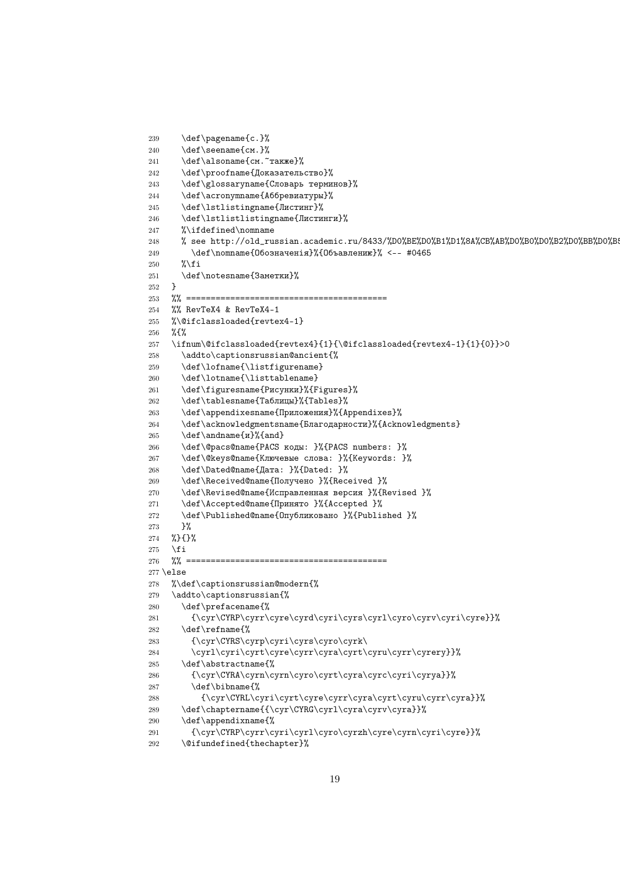```
239     \def\pagename{с.}%
240     \def\seename{см.}%
241     \def\alsoname{см.~также}%
242     \def\proofname{Доказательство}%
243     \def\glossaryname{Словарь терминов}%
244     \def\acronymname{Аббревиатуры}%
245     \def\lstlistingname{Листинг}%
246     \def\lstlistlistingname{Листинги}%
247     %\ifdefined\nomname
248     % see http://old_russian.academic.ru/8433/%D0%BE%D0%B1%D1%8A%CB%AB%D0%B0%D0%B2%D0%BB%D0%B5
249       \def\nomname{Обозначенія}%{Объявленiе}% <-- #0465
250     %\fi
251     \def\notesname{Заметки}%
252   }
253   %% ========================================
254   %% RevTeX4 & RevTeX4-1
255   %\@ifclassloaded{revtex4-1}
256   %{%
257   \ifnum\@ifclassloaded{revtex4}{1}{\@ifclassloaded{revtex4-1}{1}{0}}>0
258     \addto\captionsrussian@ancient{%
259     \def\lofname{\listfigurename}
260     \def\lotname{\listtablename}
261     \def\figuresname{Рисунки}%{Figures}%
262     \def\tablesname{Таблицы}%{Tables}%
263     \def\appendixesname{Приложения}%{Appendixes}%
264     \def\acknowledgmentsname{Благодарности}%{Acknowledgments}
265     \def\andname{и}%{and}
266     \def\@pacs@name{PACS коды: }%{PACS numbers: }%
267     \def\@keys@name{Ключевые слова: }%{Keywords: }%
268     \def\Dated@name{Дата: }%{Dated: }%
269     \def\Received@name{Получено }%{Received }%
270     \def\Revised@name{Исправленная версия }%{Revised }%
271     \def\Accepted@name{Принято }%{Accepted }%
272     \def\Published@name{Опубликовано }%{Published }%
273     }%
274   %}{}%
275   \fi
276   %% ========================================
277 \else
278   %\def\captionsrussian@modern{%
279   \addto\captionsrussian{%
280     \def\prefacename{%
281       {\cyr\CYRP\cyrr\cyre\cyrd\cyri\cyrs\cyrl\cyro\cyrv\cyri\cyre}}%
282     \def\refname{%
283       {\cyr\CYRS\cyrp\cyri\cyrs\cyro\cyrk\
284       \cyrl\cyri\cyrt\cyre\cyrr\cyra\cyrt\cyru\cyrr\cyrery}}%
285     \def\abstractname{%
286       {\cyr\CYRA\cyrn\cyrn\cyro\cyrt\cyra\cyrc\cyri\cyrya}}%
287       \def\bibname{%
288         {\cyr\CYRL\cyri\cyrt\cyre\cyrr\cyra\cyrt\cyru\cyrr\cyra}}%
289     \def\chaptername{{\cyr\CYRG\cyrl\cyra\cyrv\cyra}}%
290     \def\appendixname{%
291       {\cyr\CYRP\cyrr\cyri\cyrl\cyro\cyrzh\cyre\cyrn\cyri\cyre}}%
292     \@ifundefined{thechapter}%
```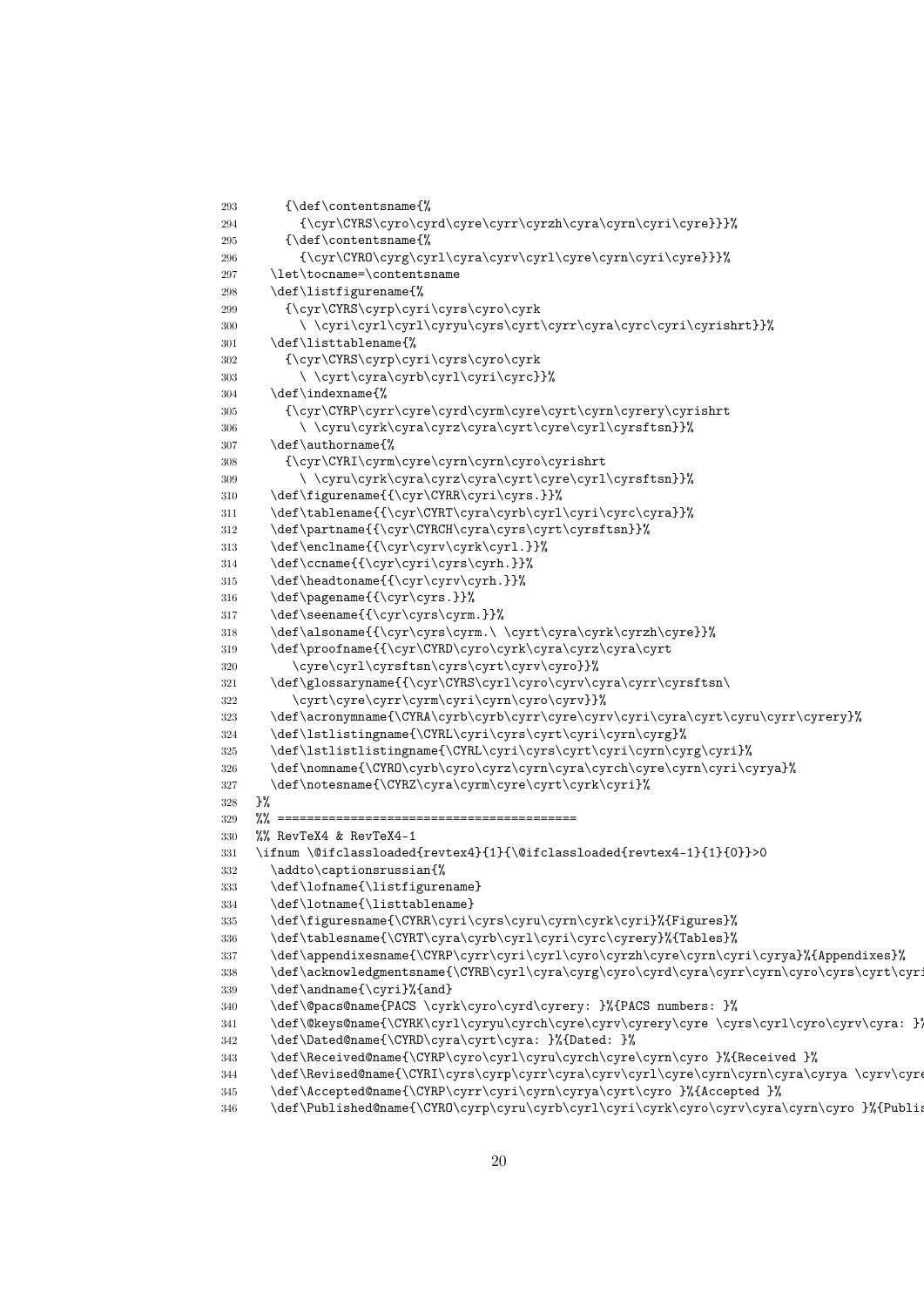```
293     {\def\contentsname{%
294       {\cyr\CYRS\cyro\cyrd\cyre\cyrr\cyrzh\cyra\cyrn\cyri\cyre}}}%
295     {\def\contentsname{%
296       {\cyr\CYRO\cyrg\cyrl\cyra\cyrv\cyrl\cyre\cyrn\cyri\cyre}}}%
297   \let\tocname=\contentsname
298   \def\listfigurename{%
299     {\cyr\CYRS\cyrp\cyri\cyrs\cyro\cyrk
300       \ \cyri\cyrl\cyrl\cyryu\cyrs\cyrt\cyrr\cyra\cyrc\cyri\cyrishrt}}%
301   \def\listtablename{%
302     {\cyr\CYRS\cyrp\cyri\cyrs\cyro\cyrk
303       \ \cyrt\cyra\cyrb\cyrl\cyri\cyrc}}%
304   \def\indexname{%
305     {\cyr\CYRP\cyrr\cyre\cyrd\cyrm\cyre\cyrt\cyrn\cyrery\cyrishrt
306       \ \cyru\cyrk\cyra\cyrz\cyra\cyrt\cyre\cyrl\cyrsftsn}}%
307   \def\authorname{%
308     {\cyr\CYRI\cyrm\cyre\cyrn\cyrn\cyro\cyrishrt
309       \ \cyru\cyrk\cyra\cyrz\cyra\cyrt\cyre\cyrl\cyrsftsn}}%
310   \def\figurename{{\cyr\CYRR\cyri\cyrs.}}%
311   \def\tablename{{\cyr\CYRT\cyra\cyrb\cyrl\cyri\cyrc\cyra}}%
312   \def\partname{{\cyr\CYRCH\cyra\cyrs\cyrt\cyrsftsn}}%
313   \def\enclname{{\cyr\cyrv\cyrk\cyrl.}}%
314   \def\ccname{{\cyr\cyri\cyrs\cyrh.}}%
315   \def\headtoname{{\cyr\cyrv\cyrh.}}%
316   \def\pagename{{\cyr\cyrs.}}%
317   \def\seename{{\cyr\cyrs\cyrm.}}%
318   \def\alsoname{{\cyr\cyrs\cyrm.\ \cyrt\cyra\cyrk\cyrzh\cyre}}%
319   \def\proofname{{\cyr\CYRD\cyro\cyrk\cyra\cyrz\cyra\cyrt
320      \cyre\cyrl\cyrsftsn\cyrs\cyrt\cyrv\cyro}}%
321   \def\glossaryname{{\cyr\CYRS\cyrl\cyro\cyrv\cyra\cyrr\cyrsftsn\
322      \cyrt\cyre\cyrr\cyrm\cyri\cyrn\cyro\cyrv}}%
323   \def\acronymname{\CYRA\cyrb\cyrb\cyrr\cyre\cyrv\cyri\cyra\cyrt\cyru\cyrr\cyrery}%
324   \def\lstlistingname{\CYRL\cyri\cyrs\cyrt\cyri\cyrn\cyrg}%
325   \def\lstlistlistingname{\CYRL\cyri\cyrs\cyrt\cyri\cyrn\cyrg\cyri}%
326   \def\nomname{\CYRO\cyrb\cyro\cyrz\cyrn\cyra\cyrch\cyre\cyrn\cyri\cyrya}%
327   \def\notesname{\CYRZ\cyra\cyrm\cyre\cyrt\cyrk\cyri}%
328 }%
329 %% ========================================
330 %% RevTeX4 & RevTeX4-1
331 \ifnum \@ifclassloaded{revtex4}{1}{\@ifclassloaded{revtex4-1}{1}{0}}>0
332   \addto\captionsrussian{%
333   \def\lofname{\listfigurename}
334   \def\lotname{\listtablename}
335   \def\figuresname{\CYRR\cyri\cyrs\cyru\cyrn\cyrk\cyri}%{Figures}%
336   \def\tablesname{\CYRT\cyra\cyrb\cyrl\cyri\cyrc\cyrery}%{Tables}%
337   \def\appendixesname{\CYRP\cyrr\cyri\cyrl\cyro\cyrzh\cyre\cyrn\cyri\cyrya}%{Appendixes}%
338   \def\acknowledgmentsname{\CYRB\cyrl\cyra\cyrg\cyro\cyrd\cyra\cyrr\cyrn\cyro\cyrs\cyrt\cyri
339   \def\andname{\cyri}%{and}
340   \def\@pacs@name{PACS \cyrk\cyro\cyrd\cyrery: }%{PACS numbers: }%
341   \def\@keys@name{\CYRK\cyrl\cyryu\cyrch\cyre\cyrv\cyrery\cyre \cyrs\cyrl\cyro\cyrv\cyra: }%
342   \def\Dated@name{\CYRD\cyra\cyrt\cyra: }%{Dated: }%
343   \def\Received@name{\CYRP\cyro\cyrl\cyru\cyrch\cyre\cyrn\cyro }%{Received }%
344   \def\Revised@name{\CYRI\cyrs\cyrp\cyrr\cyra\cyrv\cyrl\cyre\cyrn\cyrn\cyra\cyrya \cyrv\cyre
345   \def\Accepted@name{\CYRP\cyrr\cyri\cyrn\cyrya\cyrt\cyro }%{Accepted }%
346   \def\Published@name{\CYRO\cyrp\cyru\cyrb\cyrl\cyri\cyrk\cyro\cyrv\cyra\cyrn\cyro }%{Publis
```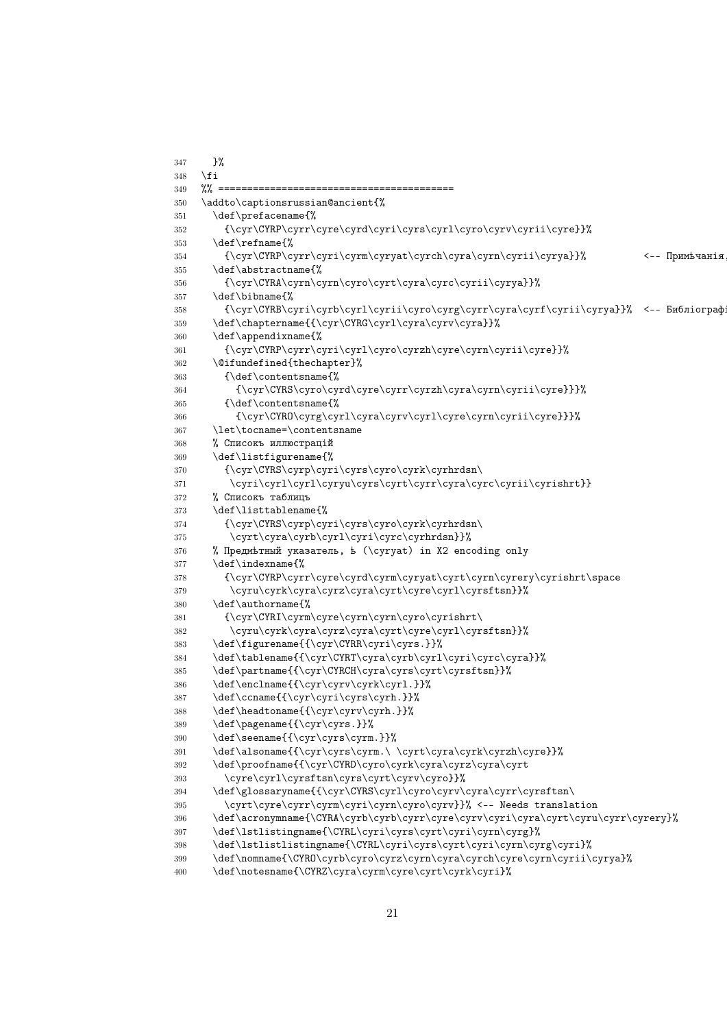```
347   }%
348 \fi
349 %% ========================================
350 \addto\captionsrussian@ancient{%
351   \def\prefacename{%
352     {\cyr\CYRP\cyrr\cyre\cyrd\cyri\cyrs\cyrl\cyro\cyrv\cyrii\cyre}}%
353   \def\refname{%
354     {\cyr\CYRP\cyrr\cyri\cyrm\cyryat\cyrch\cyra\cyrn\cyrii\cyrya}}%          <-- Примѣчанія,
355   \def\abstractname{%
356     {\cyr\CYRA\cyrn\cyrn\cyro\cyrt\cyra\cyrc\cyrii\cyrya}}%
357   \def\bibname{%
358     {\cyr\CYRB\cyri\cyrb\cyrl\cyrii\cyro\cyrg\cyrr\cyra\cyrf\cyrii\cyrya}}%  <-- Библіографі
359   \def\chaptername{{\cyr\CYRG\cyrl\cyra\cyrv\cyra}}%
360   \def\appendixname{%
361     {\cyr\CYRP\cyrr\cyri\cyrl\cyro\cyrzh\cyre\cyrn\cyrii\cyre}}%
362   \@ifundefined{thechapter}%
363     {\def\contentsname{%
364       {\cyr\CYRS\cyro\cyrd\cyre\cyrr\cyrzh\cyra\cyrn\cyrii\cyre}}}%
365     {\def\contentsname{%
366       {\cyr\CYRO\cyrg\cyrl\cyra\cyrv\cyrl\cyre\cyrn\cyrii\cyre}}}%
367   \let\tocname=\contentsname
368   % Списокъ иллюстрацій
369   \def\listfigurename{%
370     {\cyr\CYRS\cyrp\cyri\cyrs\cyro\cyrk\cyrhrdsn\
371      \cyri\cyrl\cyrl\cyryu\cyrs\cyrt\cyrr\cyra\cyrc\cyrii\cyrishrt}}
372   % Списокъ таблицъ
373   \def\listtablename{%
374     {\cyr\CYRS\cyrp\cyri\cyrs\cyro\cyrk\cyrhrdsn\
375      \cyrt\cyra\cyrb\cyrl\cyri\cyrc\cyrhrdsn}}%
376   % Предмѣтный указатель, ѣ (\cyryat) in X2 encoding only
377   \def\indexname{%
378     {\cyr\CYRP\cyrr\cyre\cyrd\cyrm\cyryat\cyrt\cyrn\cyrery\cyrishrt\space
379      \cyru\cyrk\cyra\cyrz\cyra\cyrt\cyre\cyrl\cyrsftsn}}%
380   \def\authorname{%
381     {\cyr\CYRI\cyrm\cyre\cyrn\cyrn\cyro\cyrishrt\
382      \cyru\cyrk\cyra\cyrz\cyra\cyrt\cyre\cyrl\cyrsftsn}}%
383   \def\figurename{{\cyr\CYRR\cyri\cyrs.}}%
384   \def\tablename{{\cyr\CYRT\cyra\cyrb\cyrl\cyri\cyrc\cyra}}%
385   \def\partname{{\cyr\CYRCH\cyra\cyrs\cyrt\cyrsftsn}}%
386   \def\enclname{{\cyr\cyrv\cyrk\cyrl.}}%
387   \def\ccname{{\cyr\cyri\cyrs\cyrh.}}%
388   \def\headtoname{{\cyr\cyrv\cyrh.}}%
389   \def\pagename{{\cyr\cyrs.}}%
390   \def\seename{{\cyr\cyrs\cyrm.}}%
391   \def\alsoname{{\cyr\cyrs\cyrm.\ \cyrt\cyra\cyrk\cyrzh\cyre}}%
392   \def\proofname{{\cyr\CYRD\cyro\cyrk\cyra\cyrz\cyra\cyrt
393     \cyre\cyrl\cyrsftsn\cyrs\cyrt\cyrv\cyro}}%
394   \def\glossaryname{{\cyr\CYRS\cyrl\cyro\cyrv\cyra\cyrr\cyrsftsn\
395     \cyrt\cyre\cyrr\cyrm\cyri\cyrn\cyro\cyrv}}% <-- Needs translation
396   \def\acronymname{\CYRA\cyrb\cyrb\cyrr\cyre\cyrv\cyri\cyra\cyrt\cyru\cyrr\cyrery}%
397   \def\lstlistingname{\CYRL\cyri\cyrs\cyrt\cyri\cyrn\cyrg}%
398   \def\lstlistlistingname{\CYRL\cyri\cyrs\cyrt\cyri\cyrn\cyrg\cyri}%
399   \def\nomname{\CYRO\cyrb\cyro\cyrz\cyrn\cyra\cyrch\cyre\cyrn\cyrii\cyrya}%
400   \def\notesname{\CYRZ\cyra\cyrm\cyre\cyrt\cyrk\cyri}%
```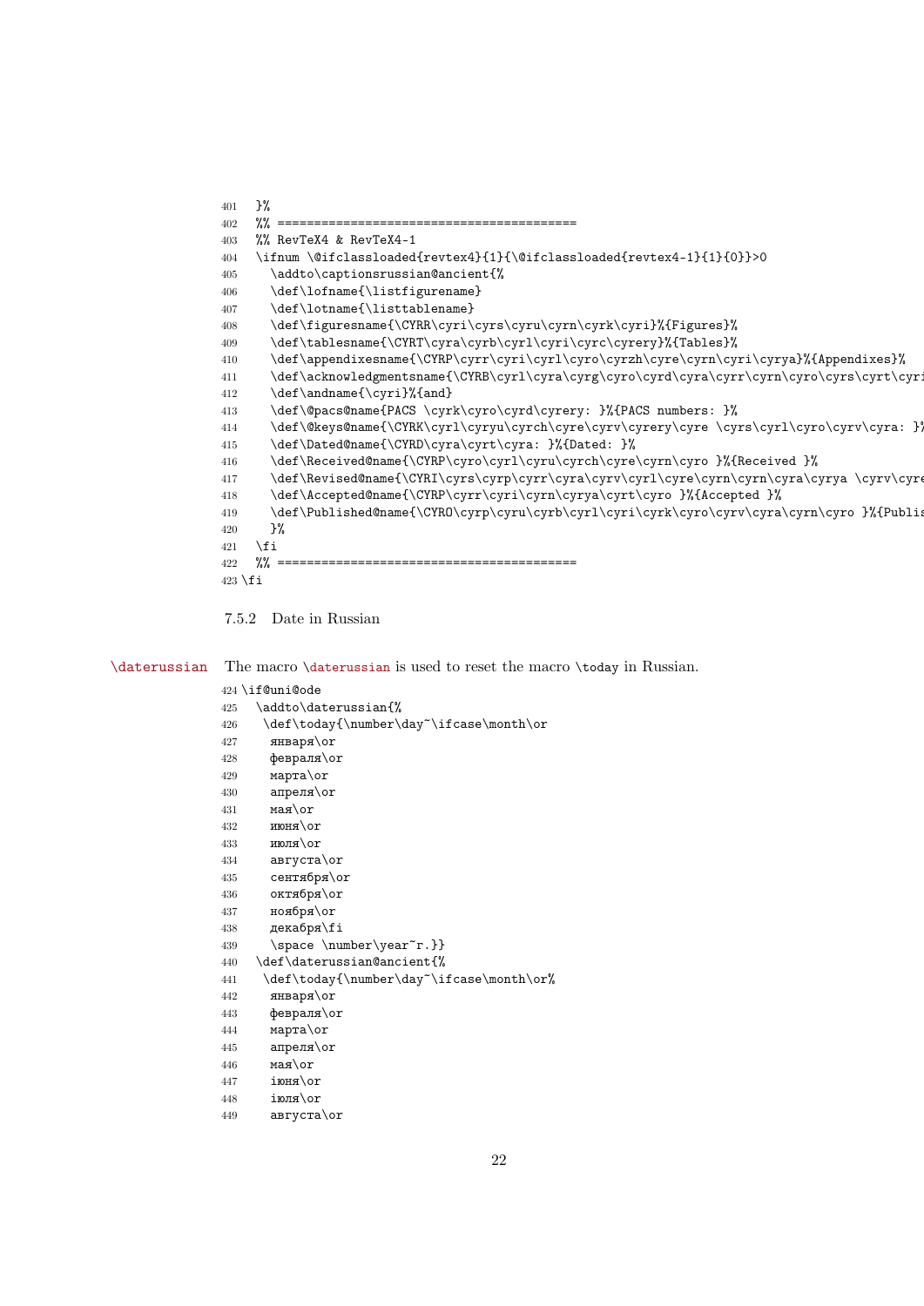```
401   }%
402   %% ==========================================
403   %% RevTeX4 & RevTeX4-1
404   \ifnum \@ifclassloaded{revtex4}{1}{\@ifclassloaded{revtex4-1}{1}{0}}>0
405     \addto\captionsrussian@ancient{%
406     \def\lofname{\listfigurename}
407     \def\lotname{\listtablename}
408     \def\figuresname{\CYRR\cyri\cyrs\cyru\cyrn\cyrk\cyri}%{Figures}%
409     \def\tablesname{\CYRT\cyra\cyrb\cyrl\cyri\cyrc\cyrery}%{Tables}%
410     \def\appendixesname{\CYRP\cyrr\cyri\cyrl\cyro\cyrzh\cyre\cyrn\cyri\cyrya}%{Appendixes}%
411     \def\acknowledgmentsname{\CYRB\cyrl\cyra\cyrg\cyro\cyrd\cyra\cyrr\cyrn\cyro\cyrs\cyrt\cyri
412     \def\andname{\cyri}%{and}
413     \def\@pacs@name{PACS \cyrk\cyro\cyrd\cyrery: }%{PACS numbers: }%
414     \def\@keys@name{\CYRK\cyrl\cyryu\cyrch\cyre\cyrv\cyrery\cyre \cyrs\cyrl\cyro\cyrv\cyra: }%
415     \def\Dated@name{\CYRD\cyra\cyrt\cyra: }%{Dated: }%
416     \def\Received@name{\CYRP\cyro\cyrl\cyru\cyrch\cyre\cyrn\cyro }%{Received }%
417     \def\Revised@name{\CYRI\cyrs\cyrp\cyrr\cyra\cyrv\cyrl\cyre\cyrn\cyrn\cyra\cyrya \cyrv\cyre
418     \def\Accepted@name{\CYRP\cyrr\cyri\cyrn\cyrya\cyrt\cyro }%{Accepted }%
419     \def\Published@name{\CYRO\cyrp\cyru\cyrb\cyrl\cyri\cyrk\cyro\cyrv\cyra\cyrn\cyro }%{Publis
420     }%
421   \fi
422   %% ==========================================
423 \fi
```

#### 7.5.2 Date in Russian

\daterussian — The macro \daterussian is used to reset the macro \today in Russian.

```
424 \if@uni@ode
425   \addto\daterussian{%
426    \def\today{\number\day~\ifcase\month\or
427     января\or
428     февраля\or
429     марта\or
430     апреля\or
431     мая\or
432     июня\or
433     июля\or
434     августа\or
435     сентября\or
436     октября\or
437     ноября\or
438     декабря\fi
439     \space \number\year~r.}}
440   \def\daterussian@ancient{%
441    \def\today{\number\day~\ifcase\month\or%
442     января\or
443     февраля\or
444     марта\or
445     апреля\or
446     мая\or
447     iюня\or
448     iюля\or
449     августа\or
```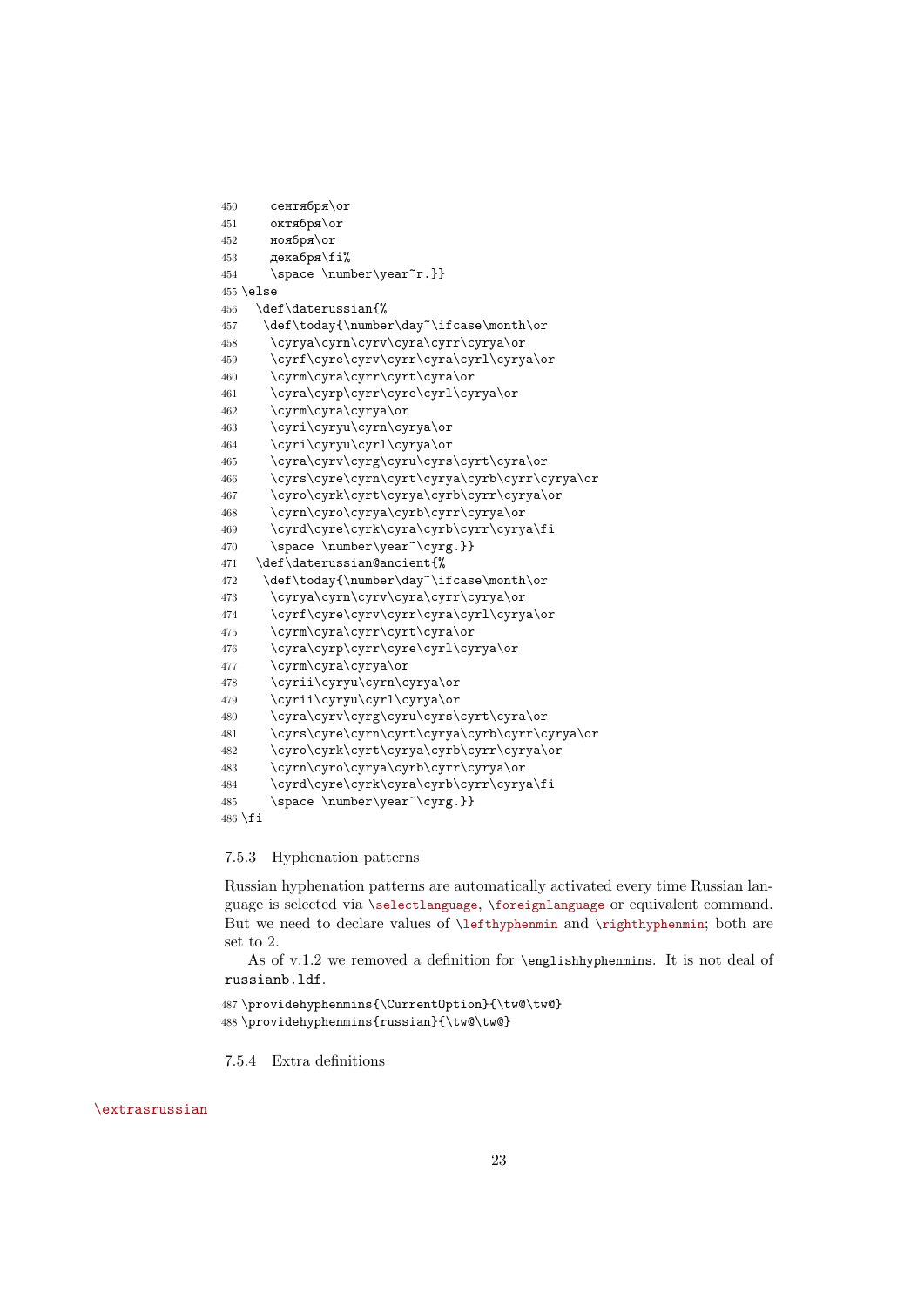```
450     сентября\or
451     октября\or
452     ноября\or
453     декабря\fi%
454     \space \number\year~г.}}
455 \else
456   \def\daterussian{%
457    \def\today{\number\day~\ifcase\month\or
458     \cyrya\cyrn\cyrv\cyra\cyrr\cyrya\or
459     \cyrf\cyre\cyrv\cyrr\cyra\cyrl\cyrya\or
460     \cyrm\cyra\cyrr\cyrt\cyra\or
461     \cyra\cyrp\cyrr\cyre\cyrl\cyrya\or
462     \cyrm\cyra\cyrya\or
463     \cyri\cyryu\cyrn\cyrya\or
464     \cyri\cyryu\cyrl\cyrya\or
465     \cyra\cyrv\cyrg\cyru\cyrs\cyrt\cyra\or
466     \cyrs\cyre\cyrn\cyrt\cyrya\cyrb\cyrr\cyrya\or
467     \cyro\cyrk\cyrt\cyrya\cyrb\cyrr\cyrya\or
468     \cyrn\cyro\cyrya\cyrb\cyrr\cyrya\or
469     \cyrd\cyre\cyrk\cyra\cyrb\cyrr\cyrya\fi
470     \space \number\year~\cyrg.}}
471   \def\daterussian@ancient{%
472    \def\today{\number\day~\ifcase\month\or
473     \cyrya\cyrn\cyrv\cyra\cyrr\cyrya\or
474     \cyrf\cyre\cyrv\cyrr\cyra\cyrl\cyrya\or
475     \cyrm\cyra\cyrr\cyrt\cyra\or
476     \cyra\cyrp\cyrr\cyre\cyrl\cyrya\or
477     \cyrm\cyra\cyrya\or
478     \cyrii\cyryu\cyrn\cyrya\or
479     \cyrii\cyryu\cyrl\cyrya\or
480     \cyra\cyrv\cyrg\cyru\cyrs\cyrt\cyra\or
481     \cyrs\cyre\cyrn\cyrt\cyrya\cyrb\cyrr\cyrya\or
482     \cyro\cyrk\cyrt\cyrya\cyrb\cyrr\cyrya\or
483     \cyrn\cyro\cyrya\cyrb\cyrr\cyrya\or
484     \cyrd\cyre\cyrk\cyra\cyrb\cyrr\cyrya\fi
485     \space \number\year~\cyrg.}}
486 \fi
```

### 7.5.3 Hyphenation patterns

Russian hyphenation patterns are automatically activated every time Russian language is selected via \selectlanguage, \foreignlanguage or equivalent command. But we need to declare values of \lefthyphenmin and \righthyphenmin; both are set to 2.

As of v.1.2 we removed a definition for \englishhyphenmins. It is not deal of russianb.ldf.

```
487 \providehyphenmins{\CurrentOption}{\tw@\tw@}
488 \providehyphenmins{russian}{\tw@\tw@}
```

### 7.5.4 Extra definitions

\extrasrussian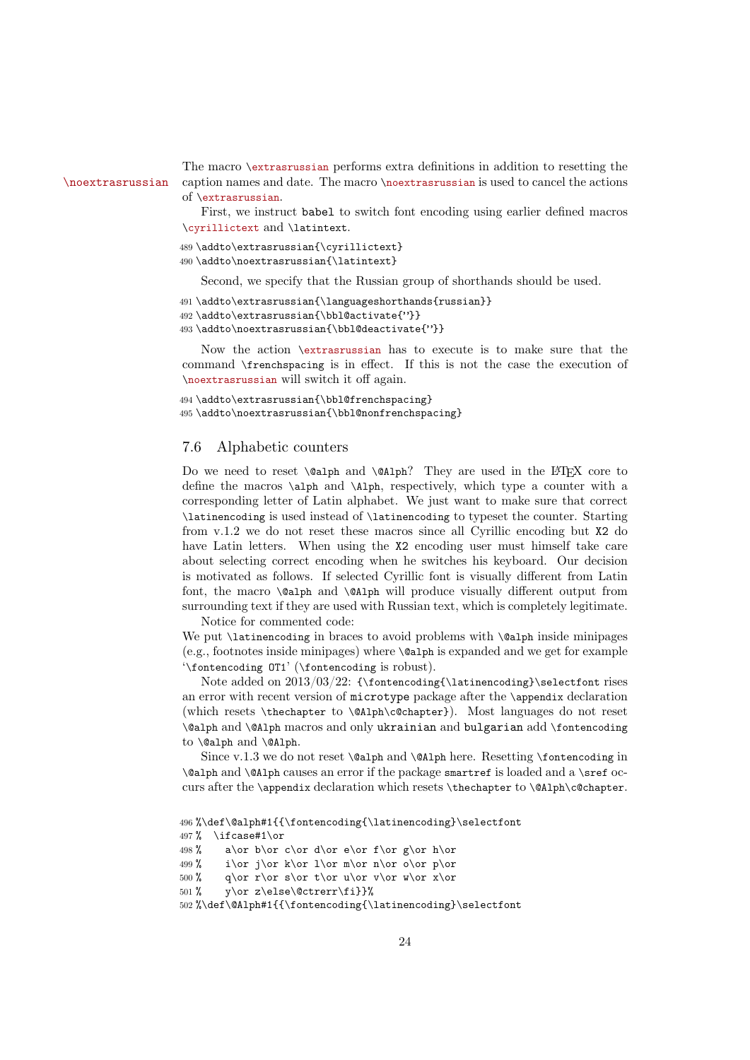\noextrasrussian

The macro \extrasrussian performs extra definitions in addition to resetting the caption names and date. The macro \noextrasrussian is used to cancel the actions of \extrasrussian.

First, we instruct babel to switch font encoding using earlier defined macros \cyrillictext and \latintext.

```
489 \addto\extrasrussian{\cyrillictext}
490 \addto\noextrasrussian{\latintext}
```

Second, we specify that the Russian group of shorthands should be used.

```
491 \addto\extrasrussian{\languageshorthands{russian}}
492 \addto\extrasrussian{\bbl@activate{"}}
493 \addto\noextrasrussian{\bbl@deactivate{"}}
```

Now the action \extrasrussian has to execute is to make sure that the command \frenchspacing is in effect. If this is not the case the execution of \noextrasrussian will switch it off again.

```
494 \addto\extrasrussian{\bbl@frenchspacing}
495 \addto\noextrasrussian{\bbl@nonfrenchspacing}
```

## 7.6 Alphabetic counters

Do we need to reset \@alph and \@Alph? They are used in the LaTeX core to define the macros \alph and \Alph, respectively, which type a counter with a corresponding letter of Latin alphabet. We just want to make sure that correct \latinencoding is used instead of \latinencoding to typeset the counter. Starting from v.1.2 we do not reset these macros since all Cyrillic encoding but X2 do have Latin letters. When using the X2 encoding user must himself take care about selecting correct encoding when he switches his keyboard. Our decision is motivated as follows. If selected Cyrillic font is visually different from Latin font, the macro \@alph and \@Alph will produce visually different output from surrounding text if they are used with Russian text, which is completely legitimate.

Notice for commented code:
We put \latinencoding in braces to avoid problems with \@alph inside minipages (e.g., footnotes inside minipages) where \@alph is expanded and we get for example '\fontencoding OT1' (\fontencoding is robust).

Note added on 2013/03/22: {\fontencoding{\latinencoding}\selectfont rises an error with recent version of microtype package after the \appendix declaration (which resets \thechapter to \@Alph\c@chapter}). Most languages do not reset \@alph and \@Alph macros and only ukrainian and bulgarian add \fontencoding to \@alph and \@Alph.

Since v.1.3 we do not reset \@alph and \@Alph here. Resetting \fontencoding in \@alph and \@Alph causes an error if the package smartref is loaded and a \sref occurs after the \appendix declaration which resets \thechapter to \@Alph\c@chapter.

```
496 %\def\@alph#1{{\fontencoding{\latinencoding}\selectfont
497 %  \ifcase#1\or
498 %    a\or b\or c\or d\or e\or f\or g\or h\or
499 %    i\or j\or k\or l\or m\or n\or o\or p\or
500 %    q\or r\or s\or t\or u\or v\or w\or x\or
501 %    y\or z\else\@ctrerr\fi}}%
502 %\def\@Alph#1{{\fontencoding{\latinencoding}\selectfont
```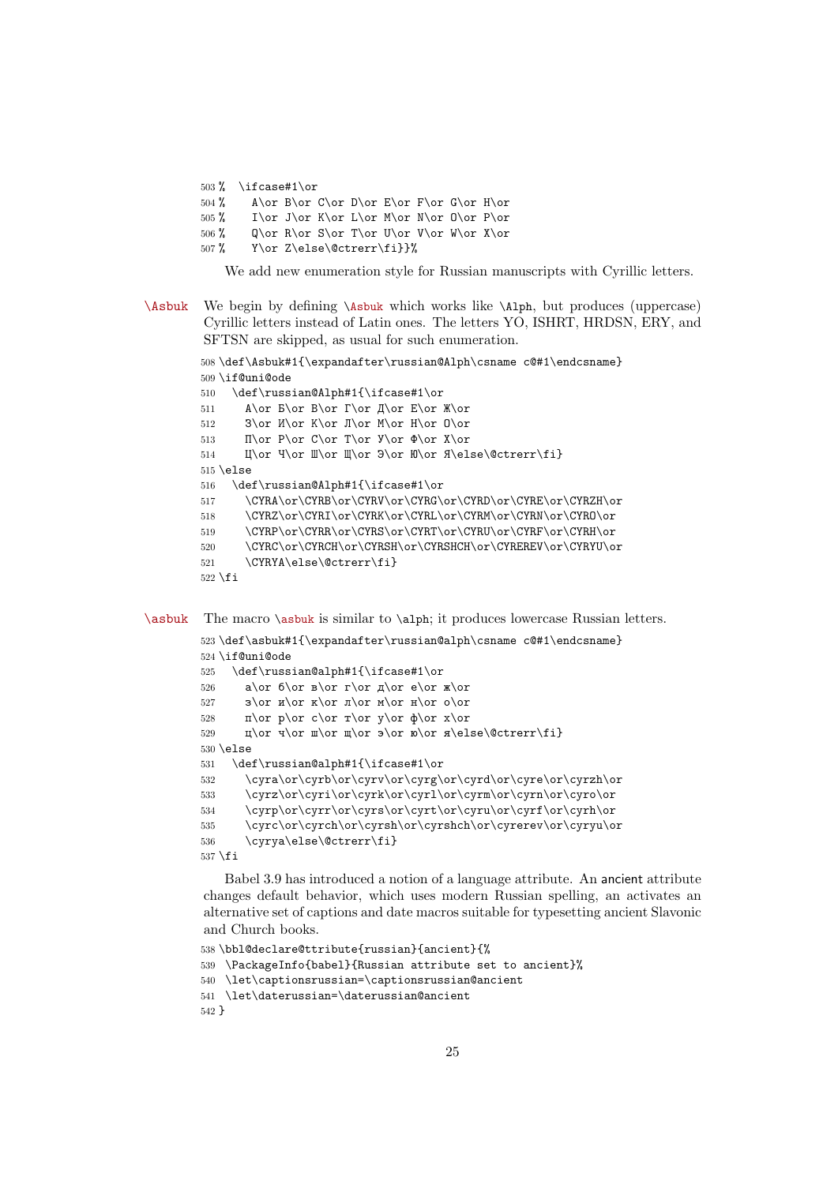```
503 %  \ifcase#1\or
504 %    A\or B\or C\or D\or E\or F\or G\or H\or
505 %    I\or J\or K\or L\or M\or N\or O\or P\or
506 %    Q\or R\or S\or T\or U\or V\or W\or X\or
507 %    Y\or Z\else\@ctrerr\fi}}%
```

We add new enumeration style for Russian manuscripts with Cyrillic letters.

**\Asbuk** We begin by defining `\Asbuk` which works like `\Alph`, but produces (uppercase) Cyrillic letters instead of Latin ones. The letters YO, ISHRT, HRDSN, ERY, and SFTSN are skipped, as usual for such enumeration.

```
508 \def\Asbuk#1{\expandafter\russian@Alph\csname c@#1\endcsname}
509 \if@uni@ode
510   \def\russian@Alph#1{\ifcase#1\or
511     А\or Б\or В\or Г\or Д\or Е\or Ж\or
512     З\or И\or К\or Л\or М\or Н\or О\or
513     П\or Р\or С\or Т\or У\or Ф\or Х\or
514     Ц\or Ч\or Ш\or Щ\or Э\or Ю\or Я\else\@ctrerr\fi}
515 \else
516   \def\russian@Alph#1{\ifcase#1\or
517     \CYRA\or\CYRB\or\CYRV\or\CYRG\or\CYRD\or\CYRE\or\CYRZH\or
518     \CYRZ\or\CYRI\or\CYRK\or\CYRL\or\CYRM\or\CYRN\or\CYRO\or
519     \CYRP\or\CYRR\or\CYRS\or\CYRT\or\CYRU\or\CYRF\or\CYRH\or
520     \CYRC\or\CYRCH\or\CYRSH\or\CYRSHCH\or\CYREREV\or\CYRYU\or
521     \CYRYA\else\@ctrerr\fi}
522 \fi
```

**\asbuk** The macro `\asbuk` is similar to `\alph`; it produces lowercase Russian letters.

```
523 \def\asbuk#1{\expandafter\russian@alph\csname c@#1\endcsname}
524 \if@uni@ode
525   \def\russian@alph#1{\ifcase#1\or
526     а\or б\or в\or г\or д\or е\or ж\or
527     з\or и\or к\or л\or м\or н\or о\or
528     п\or р\or с\or т\or у\or ф\or х\or
529     ц\or ч\or ш\or щ\or э\or ю\or я\else\@ctrerr\fi}
530 \else
531   \def\russian@alph#1{\ifcase#1\or
532     \cyra\or\cyrb\or\cyrv\or\cyrg\or\cyrd\or\cyre\or\cyrzh\or
533     \cyrz\or\cyri\or\cyrk\or\cyrl\or\cyrm\or\cyrn\or\cyro\or
534     \cyrp\or\cyrr\or\cyrs\or\cyrt\or\cyru\or\cyrf\or\cyrh\or
535     \cyrc\or\cyrch\or\cyrsh\or\cyrshch\or\cyrerev\or\cyryu\or
536     \cyrya\else\@ctrerr\fi}
537 \fi
```

Babel 3.9 has introduced a notion of a language attribute. An ancient attribute changes default behavior, which uses modern Russian spelling, an activates an alternative set of captions and date macros suitable for typesetting ancient Slavonic and Church books.

```
538 \bbl@declare@ttribute{russian}{ancient}{%
539  \PackageInfo{babel}{Russian attribute set to ancient}%
540  \let\captionsrussian=\captionsrussian@ancient
541  \let\daterussian=\daterussian@ancient
542 }
```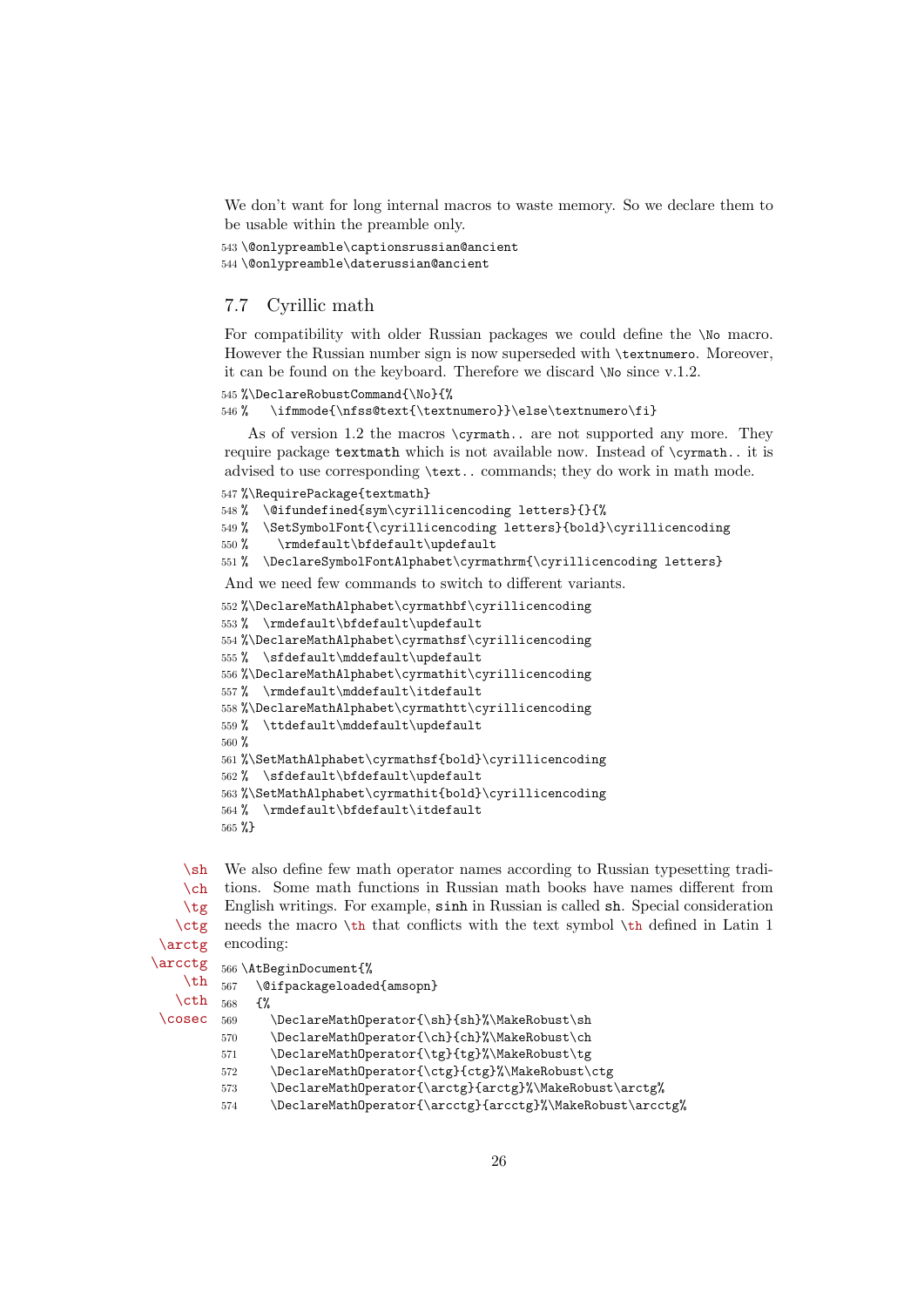We don't want for long internal macros to waste memory. So we declare them to be usable within the preamble only.

```
543 \@onlypreamble\captionsrussian@ancient
544 \@onlypreamble\daterussian@ancient
```

### 7.7 Cyrillic math

For compatibility with older Russian packages we could define the `\No` macro. However the Russian number sign is now superseded with `\textnumero`. Moreover, it can be found on the keyboard. Therefore we discard `\No` since v.1.2.

```
545 %\DeclareRobustCommand{\No}{%
546 %   \ifmmode{\nfss@text{\textnumero}}\else\textnumero\fi}
```

As of version 1.2 the macros `\cyrmath..` are not supported any more. They require package `textmath` which is not available now. Instead of `\cyrmath..` it is advised to use corresponding `\text..` commands; they do work in math mode.

```
547 %\RequirePackage{textmath}
548 %  \@ifundefined{sym\cyrillicencoding letters}{}{%
549 %  \SetSymbolFont{\cyrillicencoding letters}{bold}\cyrillicencoding
550 %    \rmdefault\bfdefault\updefault
551 %  \DeclareSymbolFontAlphabet\cyrmathrm{\cyrillicencoding letters}
```

And we need few commands to switch to different variants.

```
552 %\DeclareMathAlphabet\cyrmathbf\cyrillicencoding
553 %  \rmdefault\bfdefault\updefault
554 %\DeclareMathAlphabet\cyrmathsf\cyrillicencoding
555 %  \sfdefault\mddefault\updefault
556 %\DeclareMathAlphabet\cyrmathit\cyrillicencoding
557 %  \rmdefault\mddefault\itdefault
558 %\DeclareMathAlphabet\cyrmathtt\cyrillicencoding
559 %  \ttdefault\mddefault\updefault
560 %
561 %\SetMathAlphabet\cyrmathsf{bold}\cyrillicencoding
562 %  \sfdefault\bfdefault\updefault
563 %\SetMathAlphabet\cyrmathit{bold}\cyrillicencoding
564 %  \rmdefault\bfdefault\itdefault
565 %}
```

`\sh` `\ch` `\tg` `\ctg` `\arctg` `\arcctg` `\th` `\cth` `\cosec`

We also define few math operator names according to Russian typesetting traditions. Some math functions in Russian math books have names different from English writings. For example, `sinh` in Russian is called `sh`. Special consideration needs the macro `\th` that conflicts with the text symbol `\th` defined in Latin 1 encoding:

```
566 \AtBeginDocument{%
567   \@ifpackageloaded{amsopn}
568   {%
569     \DeclareMathOperator{\sh}{sh}%\MakeRobust\sh
570     \DeclareMathOperator{\ch}{ch}%\MakeRobust\ch
571     \DeclareMathOperator{\tg}{tg}%\MakeRobust\tg
572     \DeclareMathOperator{\ctg}{ctg}%\MakeRobust\ctg
573     \DeclareMathOperator{\arctg}{arctg}%\MakeRobust\arctg%
574     \DeclareMathOperator{\arcctg}{arcctg}%\MakeRobust\arcctg%
```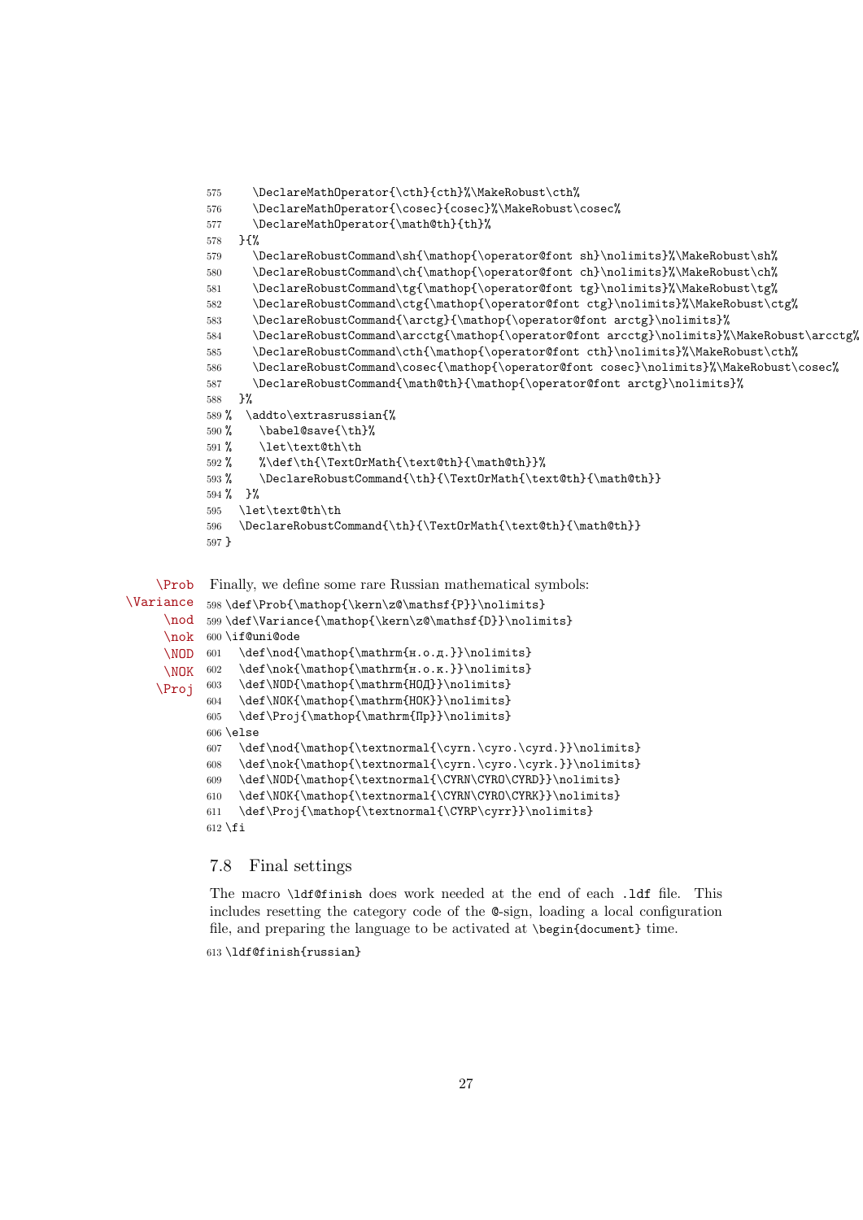```
575     \DeclareMathOperator{\cth}{cth}%\MakeRobust\cth%
576     \DeclareMathOperator{\cosec}{cosec}%\MakeRobust\cosec%
577     \DeclareMathOperator{\math@th}{th}%
578   }{%
579     \DeclareRobustCommand\sh{\mathop{\operator@font sh}\nolimits}%\MakeRobust\sh%
580     \DeclareRobustCommand\ch{\mathop{\operator@font ch}\nolimits}%\MakeRobust\ch%
581     \DeclareRobustCommand\tg{\mathop{\operator@font tg}\nolimits}%\MakeRobust\tg%
582     \DeclareRobustCommand\ctg{\mathop{\operator@font ctg}\nolimits}%\MakeRobust\ctg%
583     \DeclareRobustCommand{\arctg}{\mathop{\operator@font arctg}\nolimits}%
584     \DeclareRobustCommand\arcctg{\mathop{\operator@font arcctg}\nolimits}%\MakeRobust\arcctg%
585     \DeclareRobustCommand\cth{\mathop{\operator@font cth}\nolimits}%\MakeRobust\cth%
586     \DeclareRobustCommand\cosec{\mathop{\operator@font cosec}\nolimits}%\MakeRobust\cosec%
587     \DeclareRobustCommand{\math@th}{\mathop{\operator@font arctg}\nolimits}%
588   }%
589 %  \addto\extrasrussian{%
590 %    \babel@save{\th}%
591 %    \let\text@th\th
592 %    %\def\th{\TextOrMath{\text@th}{\math@th}}%
593 %    \DeclareRobustCommand{\th}{\TextOrMath{\text@th}{\math@th}}
594 %  }%
595   \let\text@th\th
596   \DeclareRobustCommand{\th}{\TextOrMath{\text@th}{\math@th}}
597 }
```

\Prob \Variance \nod \nok \NOD \NOK \Proj

Finally, we define some rare Russian mathematical symbols:

```
598 \def\Prob{\mathop{\kern\z@\mathsf{P}}\nolimits}
599 \def\Variance{\mathop{\kern\z@\mathsf{D}}\nolimits}
600 \if@uni@ode
601   \def\nod{\mathop{\mathrm{н.о.д.}}\nolimits}
602   \def\nok{\mathop{\mathrm{н.о.к.}}\nolimits}
603   \def\NOD{\mathop{\mathrm{НОД}}\nolimits}
604   \def\NOK{\mathop{\mathrm{НОК}}\nolimits}
605   \def\Proj{\mathop{\mathrm{Пр}}\nolimits}
606 \else
607   \def\nod{\mathop{\textnormal{\cyrn.\cyro.\cyrd.}}\nolimits}
608   \def\nok{\mathop{\textnormal{\cyrn.\cyro.\cyrk.}}\nolimits}
609   \def\NOD{\mathop{\textnormal{\CYRN\CYRO\CYRD}}\nolimits}
610   \def\NOK{\mathop{\textnormal{\CYRN\CYRO\CYRK}}\nolimits}
611   \def\Proj{\mathop{\textnormal{\CYRP\cyrr}}\nolimits}
612 \fi
```

### 7.8 Final settings

The macro `\ldf@finish` does work needed at the end of each `.ldf` file. This includes resetting the category code of the `@`-sign, loading a local configuration file, and preparing the language to be activated at `\begin{document}` time.

```
613 \ldf@finish{russian}
```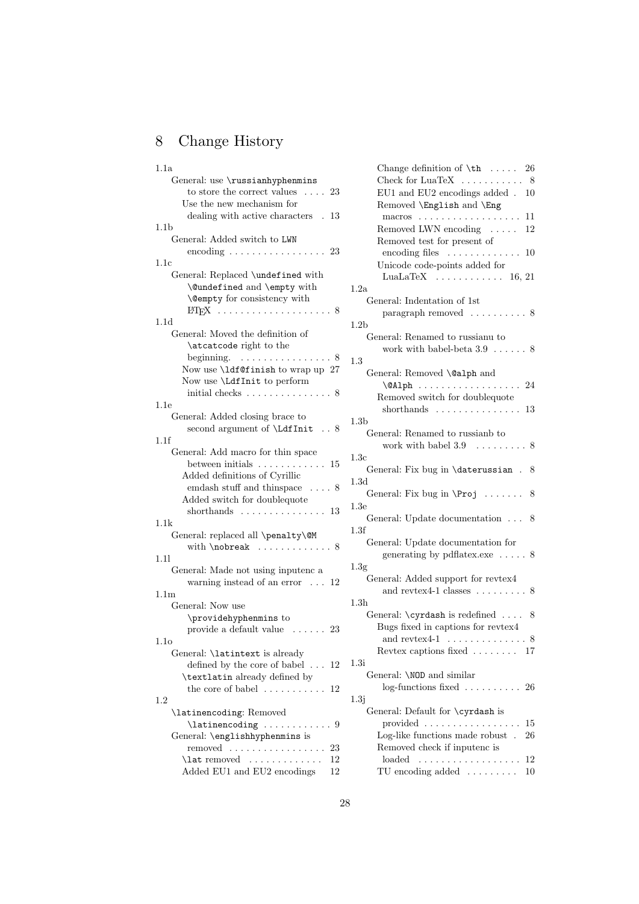# 8 Change History

1.1a
- General: use `\russianhyphenmins` to store the correct values . . . . 23
  - Use the new mechanism for dealing with active characters . 13

1.1b
- General: Added switch to `LWN` encoding . . . . . . . . . . . . . . . . . 23

1.1c
- General: Replaced `\undefined` with `\@undefined` and `\empty` with `\@empty` for consistency with LaTeX . . . . . . . . . . . . . . . . . . . . 8

1.1d
- General: Moved the definition of `\atcatcode` right to the beginning. . . . . . . . . . . . . . . . . 8
  - Now use `\ldf@finish` to wrap up 27
  - Now use `\LdfInit` to perform initial checks . . . . . . . . . . . . . . . 8

1.1e
- General: Added closing brace to second argument of `\LdfInit` . . 8

1.1f
- General: Add macro for thin space between initials . . . . . . . . . . . . 15
  - Added definitions of Cyrillic emdash stuff and thinspace . . . . 8
  - Added switch for doublequote shorthands . . . . . . . . . . . . . . . 13

1.1k
- General: replaced all `\penalty\@M` with `\nobreak` . . . . . . . . . . . . . 8

1.1l
- General: Made not using inputenc a warning instead of an error . . . 12

1.1m
- General: Now use `\providehyphenmins` to provide a default value . . . . . . 23

1.1o
- General: `\latintext` is already defined by the core of babel . . . 12
  - `\textlatin` already defined by the core of babel . . . . . . . . . . . 12

1.2
- `\latinencoding`: Removed `\latinencoding` . . . . . . . . . . . . 9
- General: `\englishhyphenmins` is removed . . . . . . . . . . . . . . . . . 23
  - `\lat` removed . . . . . . . . . . . . . 12
  - Added EU1 and EU2 encodings 12
  - Change definition of `\th` . . . . . 26
  - Check for LuaTeX . . . . . . . . . . . 8
  - EU1 and EU2 encodings added . 10
  - Removed `\English` and `\Eng` macros . . . . . . . . . . . . . . . . . . 11
  - Removed LWN encoding . . . . . 12
  - Removed test for present of encoding files . . . . . . . . . . . . . 10
  - Unicode code-points added for LuaLaTeX . . . . . . . . . . . . 16, 21

1.2a
- General: Indentation of 1st paragraph removed . . . . . . . . . . 8

1.2b
- General: Renamed to russianu to work with babel-beta 3.9 . . . . . . 8

1.3
- General: Removed `\@alph` and `\@Alph` . . . . . . . . . . . . . . . . . . 24
  - Removed switch for doublequote shorthands . . . . . . . . . . . . . . . 13

1.3b
- General: Renamed to russianb to work with babel 3.9 . . . . . . . . . 8

1.3c
- General: Fix bug in `\daterussian` . 8

1.3d
- General: Fix bug in `\Proj` . . . . . . . 8

1.3e
- General: Update documentation . . . 8

1.3f
- General: Update documentation for generating by pdflatex.exe . . . . . 8

1.3g
- General: Added support for revtex4 and revtex4-1 classes . . . . . . . . . 8

1.3h
- General: `\cyrdash` is redefined . . . . 8
  - Bugs fixed in captions for revtex4 and revtex4-1 . . . . . . . . . . . . . . 8
  - Revtex captions fixed . . . . . . . . 17

1.3i
- General: `\NOD` and similar log-functions fixed . . . . . . . . . . 26

1.3j
- General: Default for `\cyrdash` is provided . . . . . . . . . . . . . . . . . 15
  - Log-like functions made robust . 26
  - Removed check if inputenc is loaded . . . . . . . . . . . . . . . . . . 12
  - TU encoding added . . . . . . . . . 10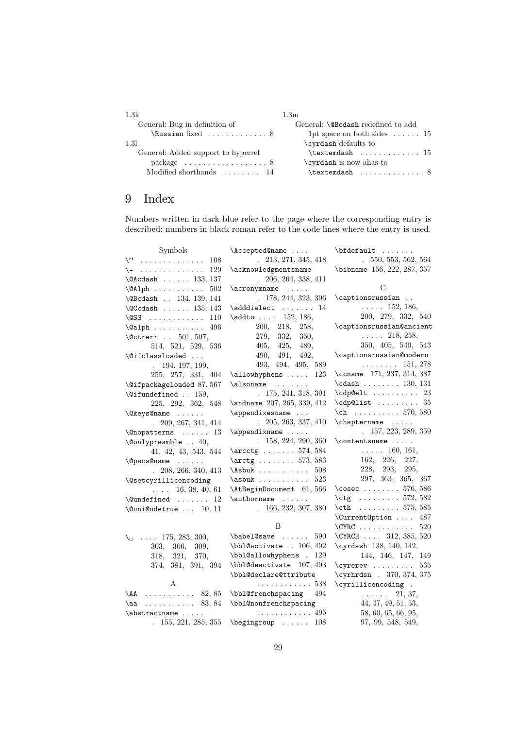1.3k

General: Bug in definition of \Russian fixed . . . . . . . . . . . . . 8

1.3l

General: Added support to hyperref package . . . . . . . . . . . . . . . . . . 8

Modified shorthands . . . . . . . . 14

1.3m

General: \@Bcdash redefined to add 1pt space on both sides . . . . . . 15

\cyrdash defaults to \textemdash . . . . . . . . . . . . . 15

\cyrdash is now alias to \textemdash . . . . . . . . . . . . . . 8

# 9 Index

Numbers written in dark blue refer to the page where the corresponding entry is described; numbers in black roman refer to the code lines where the entry is used.

**Symbols**

\'' . . . . . . . . . . . . . . 108
\- . . . . . . . . . . . . . . 129
\@Acdash . . . . . . 133, 137
\@Alph . . . . . . . . . . . 502
\@Bcdash . . 134, 139, 141
\@Ccdash . . . . . . 135, 143
\@SS . . . . . . . . . . . . 110
\@alph . . . . . . . . . . . 496
\@ctrerr . . 501, 507, 514, 521, 529, 536
\@ifclassloaded . . . 194, 197, 199, 255, 257, 331, 404
\@ifpackageloaded 87, 567
\@ifundefined . . 159, 225, 292, 362, 548
\@keys@name . . . . . . 209, 267, 341, 414
\@nopatterns . . . . . . 13
\@onlypreamble . . 40, 41, 42, 43, 543, 544
\@pacs@name . . . . . . 208, 266, 340, 413
\@setcyrillicencoding . . . . 16, 38, 40, 61
\@undefined . . . . . . . 12
\@uni@odetrue . . . 10, 11

\␣ . . . . 175, 283, 300, 303, 306, 309, 318, 321, 370, 374, 381, 391, 394

**A**

\AA . . . . . . . . . . . 82, 85
\aa . . . . . . . . . . . 83, 84
\abstractname . . . . . 155, 221, 285, 355
\Accepted@name . . . . 213, 271, 345, 418
\acknowledgmentsname . 206, 264, 338, 411
\acronymname . . . . . 178, 244, 323, 396
\adddialect . . . . . . . 14
\addto . . . . 152, 186, 200, 218, 258, 279, 332, 350, 405, 425, 489, 490, 491, 492, 493, 494, 495, 589
\allowhyphens . . . . . 123
\alsoname . . . . . . . . 175, 241, 318, 391
\andname 207, 265, 339, 412
\appendixesname . . . 205, 263, 337, 410
\appendixname . . . . . 158, 224, 290, 360
\arcctg . . . . . . . 574, 584
\arctg . . . . . . . . 573, 583
\Asbuk . . . . . . . . . . . 508
\asbuk . . . . . . . . . . . 523
\AtBeginDocument 61, 566
\authorname . . . . . . 166, 232, 307, 380

**B**

\babel@save . . . . . . 590
\bbl@activate . . 106, 492
\bbl@allowhyphens . 129
\bbl@deactivate 107, 493
\bbl@declare@ttribute . . . . . . . . . . . . 538
\bbl@frenchspacing 494
\bbl@nonfrenchspacing . . . . . . . . . . . . 495
\begingroup . . . . . . 108
\bfdefault . . . . . . . 550, 553, 562, 564
\bibname 156, 222, 287, 357

**C**

\captionsrussian . . . . . . . 152, 186, 200, 279, 332, 540
\captionsrussian@ancient . . . . . 218, 258, 350, 405, 540, 543
\captionsrussian@modern . . . . . . . . 151, 278
\ccname 171, 237, 314, 387
\cdash . . . . . . . . 130, 131
\cdp@elt . . . . . . . . . . 23
\cdp@list . . . . . . . . . 35
\ch . . . . . . . . . . 570, 580
\chaptername . . . . . 157, 223, 289, 359
\contentsname . . . . . . . . . 160, 161, 162, 226, 227, 228, 293, 295, 297, 363, 365, 367
\cosec . . . . . . . . 576, 586
\ctg . . . . . . . . . 572, 582
\cth . . . . . . . . . 575, 585
\CurrentOption . . . . 487
\CYRC . . . . . . . . . . . . 520
\CYRCH . . . . 312, 385, 520
\cyrdash 138, 140, 142, 144, 146, 147, 149
\cyrerev . . . . . . . . . 535
\cyrhrdsn . 370, 374, 375
\cyrillicencoding . . . . . . . 21, 37, 44, 47, 49, 51, 53, 58, 60, 65, 66, 95, 97, 99, 548, 549,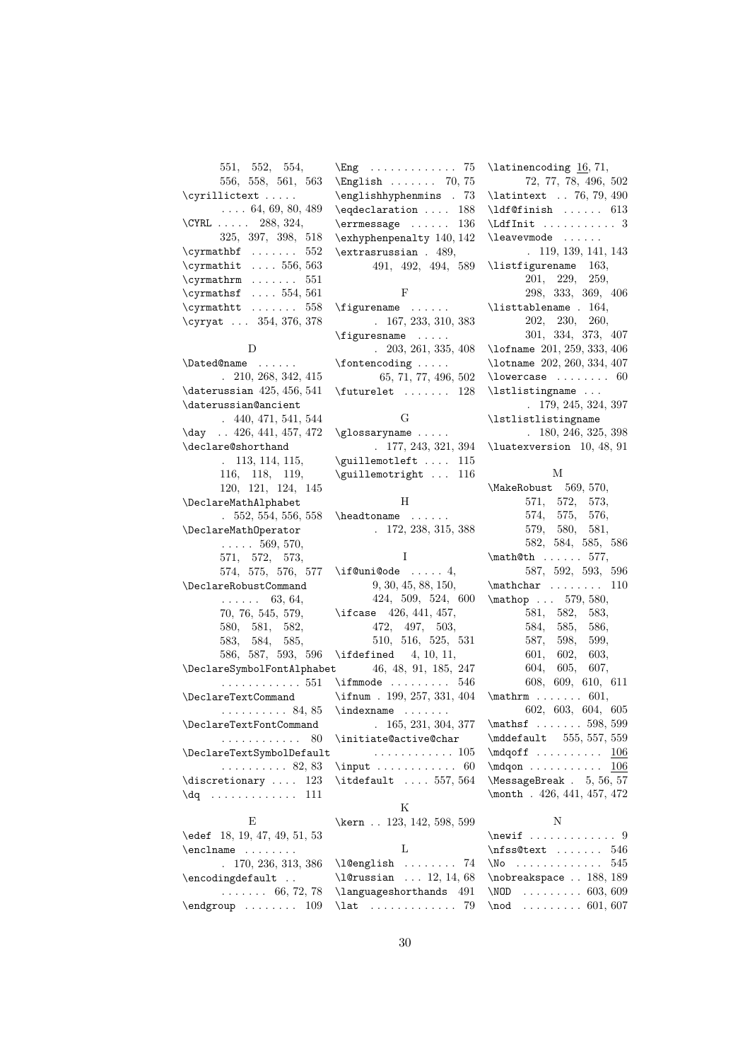551, 552, 554, 556, 558, 561, 563
\cyrillictext . . . . . . . . . 64, 69, 80, 489
\CYRL . . . . . 288, 324, 325, 397, 398, 518
\cyrmathbf . . . . . . . 552
\cyrmathit . . . . 556, 563
\cyrmathrm . . . . . . . 551
\cyrmathsf . . . . 554, 561
\cyrmathtt . . . . . . . 558
\cyryat . . . 354, 376, 378

D

\Dated@name . . . . . . . 210, 268, 342, 415
\daterussian 425, 456, 541
\daterussian@ancient . 440, 471, 541, 544
\day . . 426, 441, 457, 472
\declare@shorthand . 113, 114, 115, 116, 118, 119, 120, 121, 124, 145
\DeclareMathAlphabet . 552, 554, 556, 558
\DeclareMathOperator . . . . . 569, 570, 571, 572, 573, 574, 575, 576, 577
\DeclareRobustCommand . . . . . . 63, 64, 70, 76, 545, 579, 580, 581, 582, 583, 584, 585, 586, 587, 593, 596
\DeclareSymbolFontAlphabet . . . . . . . . . . . . 551
\DeclareTextCommand . . . . . . . . . . 84, 85
\DeclareTextFontCommand . . . . . . . . . . . . 80
\DeclareTextSymbolDefault . . . . . . . . . . 82, 83
\discretionary . . . . 123
\dq . . . . . . . . . . . . 111

E

\edef 18, 19, 47, 49, 51, 53
\enclname . . . . . . . . . 170, 236, 313, 386
\encodingdefault . . . . . . . . . 66, 72, 78
\endgroup . . . . . . . . 109
\Eng . . . . . . . . . . . . . 75
\English . . . . . . . 70, 75
\englishhyphenmins . 73
\eqdeclaration . . . . 188
\errmessage . . . . . . 136
\exhyphenpenalty 140, 142
\extrasrussian . 489, 491, 492, 494, 589

F

\figurename . . . . . . . 167, 233, 310, 383
\figuresname . . . . . . 203, 261, 335, 408
\fontencoding . . . . . 65, 71, 77, 496, 502
\futurelet . . . . . . . 128

G

\glossaryname . . . . . . 177, 243, 321, 394
\guillemotleft . . . . 115
\guillemotright . . . 116

H

\headtoname . . . . . . . 172, 238, 315, 388

I

\if@uni@ode . . . . . 4, 9, 30, 45, 88, 150, 424, 509, 524, 600
\ifcase 426, 441, 457, 472, 497, 503, 510, 516, 525, 531
\ifdefined 4, 10, 11, 46, 48, 91, 185, 247
\ifmmode . . . . . . . . . 546
\ifnum . 199, 257, 331, 404
\indexname . . . . . . . 165, 231, 304, 377
\initiate@active@char . . . . . . . . . . . . 105
\input . . . . . . . . . . . 60
\itdefault . . . . 557, 564

K

\kern . . 123, 142, 598, 599

L

\l@english . . . . . . . . 74
\l@russian . . . 12, 14, 68
\languageshorthands 491
\lat . . . . . . . . . . . . 79
\latinencoding 16, 71, 72, 77, 78, 496, 502
\latintext . . 76, 79, 490
\ldf@finish . . . . . . 613
\LdfInit . . . . . . . . . . . 3
\leavevmode . . . . . . . 119, 139, 141, 143
\listfigurename 163, 201, 229, 259, 298, 333, 369, 406
\listtablename . 164, 202, 230, 260, 301, 334, 373, 407
\lofname 201, 259, 333, 406
\lotname 202, 260, 334, 407
\lowercase . . . . . . . . 60
\lstlistingname . . . . 179, 245, 324, 397
\lstlistlistingname . 180, 246, 325, 398
\luatexversion 10, 48, 91

M

\MakeRobust 569, 570, 571, 572, 573, 574, 575, 576, 579, 580, 581, 582, 584, 585, 586
\math@th . . . . . . 577, 587, 592, 593, 596
\mathchar . . . . . . . . 110
\mathop . . . 579, 580, 581, 582, 583, 584, 585, 586, 587, 598, 599, 601, 602, 603, 604, 605, 607, 608, 609, 610, 611
\mathrm . . . . . . . 601, 602, 603, 604, 605
\mathsf . . . . . . . 598, 599
\mddefault 555, 557, 559
\mdqoff . . . . . . . . . . 106
\mdqon . . . . . . . . . . . 106
\MessageBreak . 5, 56, 57
\month . 426, 441, 457, 472

N

\newif . . . . . . . . . . . . 9
\nfss@text . . . . . . . 546
\No . . . . . . . . . . . . 545
\nobreakspace . . 188, 189
\NOD . . . . . . . . . 603, 609
\nod . . . . . . . . . 601, 607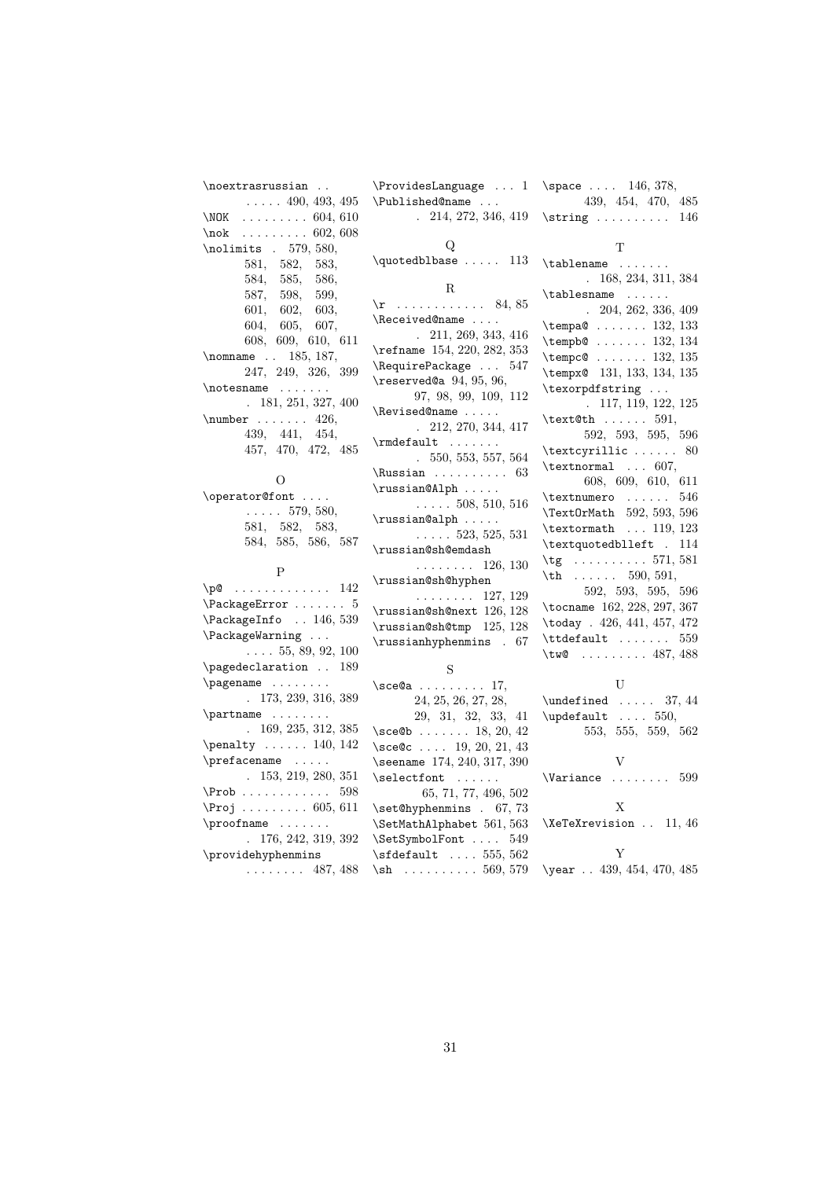\noextrasrussian . . . . . . . 490, 493, 495
\NOK . . . . . . . . . 604, 610
\nok . . . . . . . . . 602, 608
\nolimits . 579, 580, 581, 582, 583, 584, 585, 586, 587, 598, 599, 601, 602, 603, 604, 605, 607, 608, 609, 610, 611
\nomname . . 185, 187, 247, 249, 326, 399
\notesname . . . . . . . 181, 251, 327, 400
\number . . . . . . . 426, 439, 441, 454, 457, 470, 472, 485

O

\operator@font . . . . . . . . . 579, 580, 581, 582, 583, 584, 585, 586, 587

P

\p@ . . . . . . . . . . . . 142
\PackageError . . . . . . . 5
\PackageInfo . . 146, 539
\PackageWarning . . . . . . . 55, 89, 92, 100
\pagedeclaration . . 189
\pagename . . . . . . . . . 173, 239, 316, 389
\partname . . . . . . . . . 169, 235, 312, 385
\penalty . . . . . . 140, 142
\prefacename . . . . . . 153, 219, 280, 351
\Prob . . . . . . . . . . . . 598
\Proj . . . . . . . . . 605, 611
\proofname . . . . . . . . 176, 242, 319, 392
\providehyphenmins . . . . . . . . 487, 488
\ProvidesLanguage . . . 1
\Published@name . . . . 214, 272, 346, 419

Q

\quotedblbase . . . . . 113

R

\r . . . . . . . . . . . . 84, 85
\Received@name . . . . . 211, 269, 343, 416
\refname 154, 220, 282, 353
\RequirePackage . . . 547
\reserved@a 94, 95, 96, 97, 98, 99, 109, 112
\Revised@name . . . . . . 212, 270, 344, 417
\rmdefault . . . . . . . . 550, 553, 557, 564
\Russian . . . . . . . . . . 63
\russian@Alph . . . . . . . . . . 508, 510, 516
\russian@alph . . . . . . . . . . 523, 525, 531
\russian@sh@emdash . . . . . . . . 126, 130
\russian@sh@hyphen . . . . . . . . 127, 129
\russian@sh@next 126, 128
\russian@sh@tmp 125, 128
\russianhyphenmins . 67

S

\sce@a . . . . . . . . . 17, 24, 25, 26, 27, 28, 29, 31, 32, 33, 41
\sce@b . . . . . . . 18, 20, 42
\sce@c . . . . 19, 20, 21, 43
\seename 174, 240, 317, 390
\selectfont . . . . . . 65, 71, 77, 496, 502
\set@hyphenmins . 67, 73
\SetMathAlphabet 561, 563
\SetSymbolFont . . . . 549
\sfdefault . . . . 555, 562
\sh . . . . . . . . . . 569, 579
\space . . . . 146, 378, 439, 454, 470, 485
\string . . . . . . . . . . 146

T

\tablename . . . . . . . . 168, 234, 311, 384
\tablesname . . . . . . . 204, 262, 336, 409
\tempa@ . . . . . . . 132, 133
\tempb@ . . . . . . . 132, 134
\tempc@ . . . . . . . 132, 135
\tempx@ 131, 133, 134, 135
\texorpdfstring . . . . 117, 119, 122, 125
\text@th . . . . . . 591, 592, 593, 595, 596
\textcyrillic . . . . . . 80
\textnormal . . . 607, 608, 609, 610, 611
\textnumero . . . . . . 546
\TextOrMath 592, 593, 596
\textormath . . . 119, 123
\textquotedblleft . 114
\tg . . . . . . . . . . 571, 581
\th . . . . . . 590, 591, 592, 593, 595, 596
\tocname 162, 228, 297, 367
\today . 426, 441, 457, 472
\ttdefault . . . . . . . 559
\tw@ . . . . . . . . . 487, 488

U

\undefined . . . . . 37, 44
\updefault . . . . 550, 553, 555, 559, 562

V

\Variance . . . . . . . . 599

X

\XeTeXrevision . . 11, 46

Y

\year . . 439, 454, 470, 485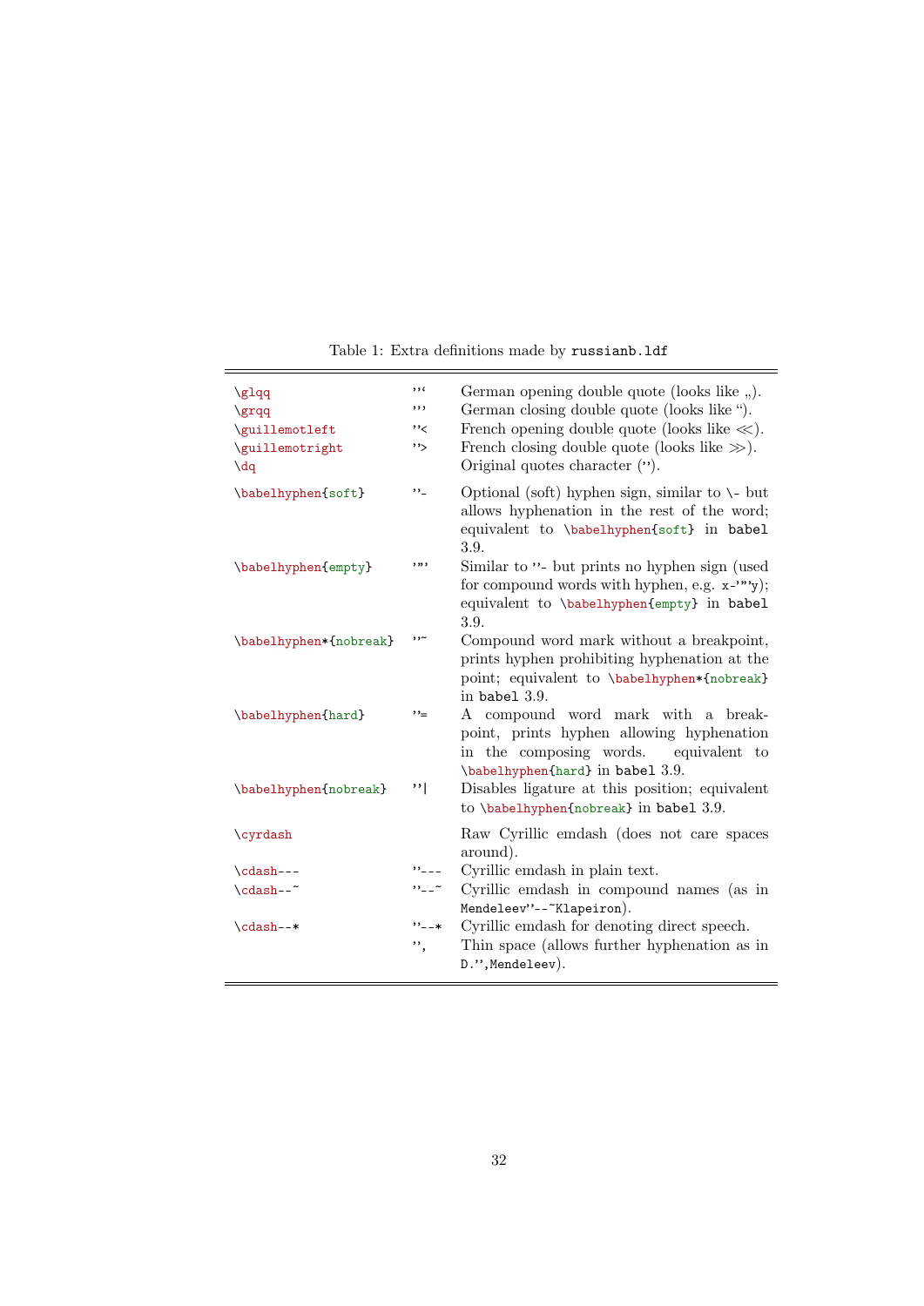Table 1: Extra definitions made by `russianb.ldf`

| | | |
|---|---|---|
| \glqq | "` | German opening double quote (looks like „). |
| \grqq | "' | German closing double quote (looks like “). |
| \guillemotleft | "< | French opening double quote (looks like ≪). |
| \guillemotright | "> | French closing double quote (looks like ≫). |
| \dq | | Original quotes character ("). |
| \babelhyphen{soft} | "- | Optional (soft) hyphen sign, similar to \- but allows hyphenation in the rest of the word; equivalent to \babelhyphen{soft} in babel 3.9. |
| \babelhyphen{empty} | "" | Similar to "- but prints no hyphen sign (used for compound words with hyphen, e.g. x-""y); equivalent to \babelhyphen{empty} in babel 3.9. |
| \babelhyphen*{nobreak} | "~ | Compound word mark without a breakpoint, prints hyphen prohibiting hyphenation at the point; equivalent to \babelhyphen*{nobreak} in babel 3.9. |
| \babelhyphen{hard} | "= | A compound word mark with a breakpoint, prints hyphen allowing hyphenation in the composing words. equivalent to \babelhyphen{hard} in babel 3.9. |
| \babelhyphen{nobreak} | "\| | Disables ligature at this position; equivalent to \babelhyphen{nobreak} in babel 3.9. |
| \cyrdash | | Raw Cyrillic emdash (does not care spaces around). |
| \cdash--- | "--- | Cyrillic emdash in plain text. |
| \cdash--~ | "--~ | Cyrillic emdash in compound names (as in Mendeleev"--~Klapeiron). |
| \cdash--* | "--* | Cyrillic emdash for denoting direct speech. |
| | ", | Thin space (allows further hyphenation as in D.",Mendeleev). |